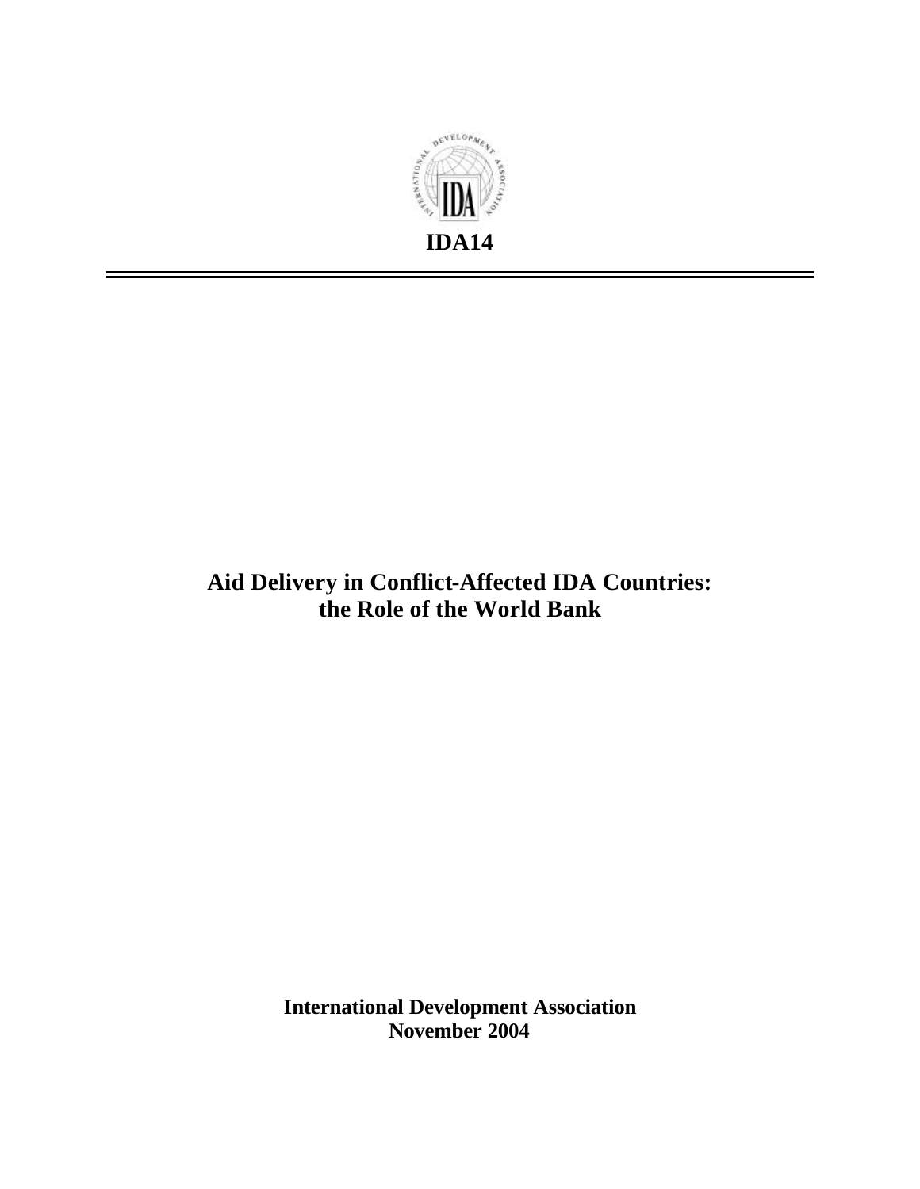IDA14

# Aid Delivery in Conflict-Affected IDA Countries: the Role of the World Bank

**International Development Association**
**November 2004**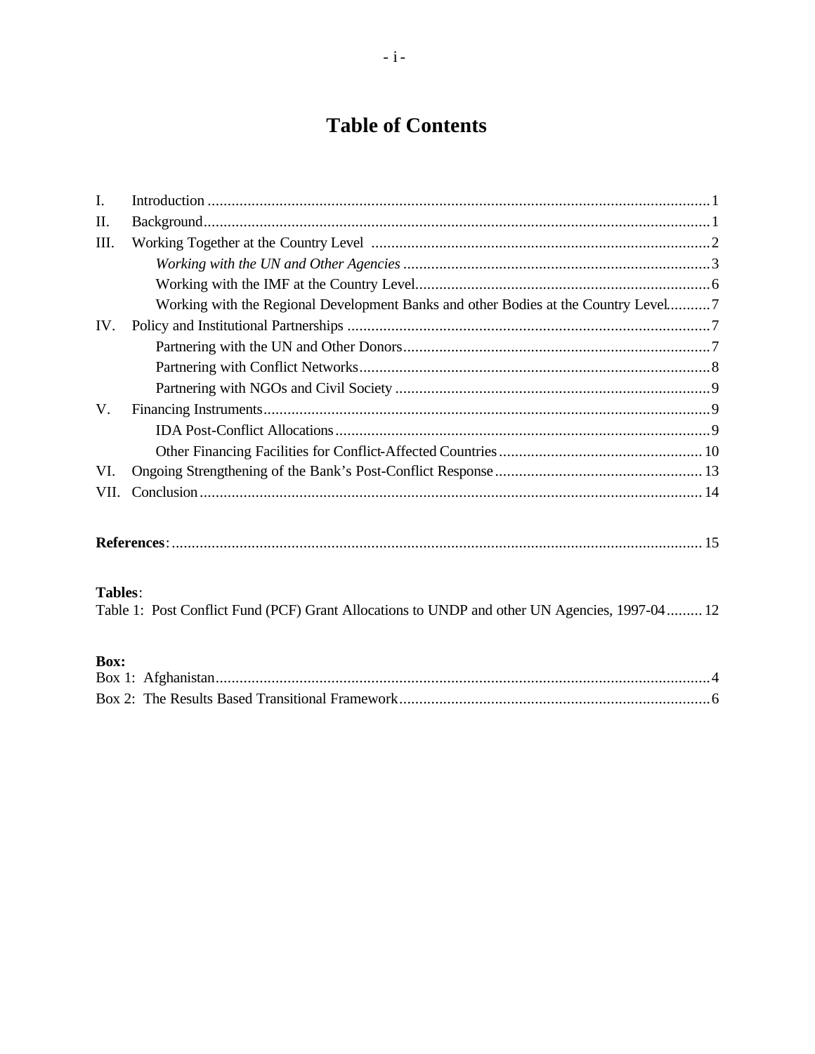# Table of Contents

I. Introduction ........................................................................................................................1
II. Background.........................................................................................................................1
III. Working Together at the Country Level ...........................................................................2
    *Working with the UN and Other Agencies* ......................................................................3
    Working with the IMF at the Country Level.....................................................................6
    Working with the Regional Development Banks and other Bodies at the Country Level...........7
IV. Policy and Institutional Partnerships ................................................................................7
    Partnering with the UN and Other Donors.........................................................................7
    Partnering with Conflict Networks....................................................................................8
    Partnering with NGOs and Civil Society ...........................................................................9
V. Financing Instruments.........................................................................................................9
    IDA Post-Conflict Allocations...........................................................................................9
    Other Financing Facilities for Conflict-Affected Countries ............................................10
VI. Ongoing Strengthening of the Bank's Post-Conflict Response ......................................13
VII. Conclusion......................................................................................................................14

**References**:.......................................................................................................................15

**Tables**:
Table 1: Post Conflict Fund (PCF) Grant Allocations to UNDP and other UN Agencies, 1997-04.........12

**Box:**
Box 1: Afghanistan...............................................................................................................4
Box 2: The Results Based Transitional Framework.............................................................6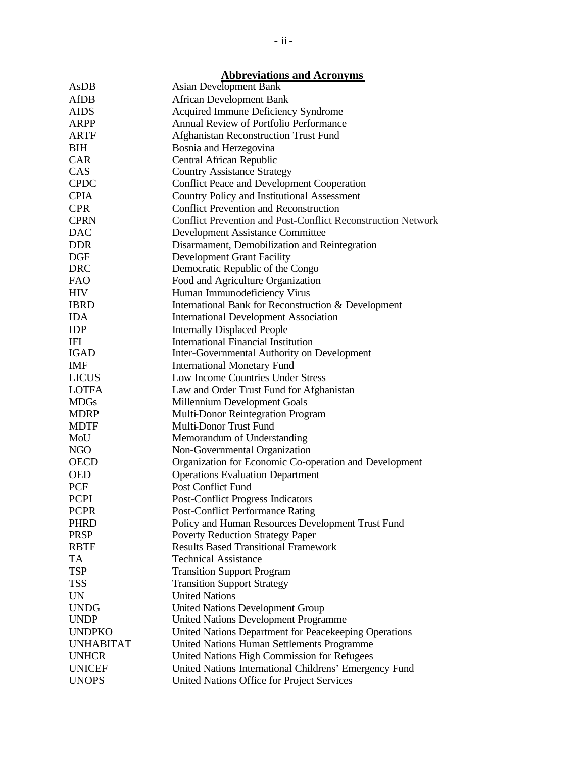## Abbreviations and Acronyms

| | |
|---|---|
| AsDB | Asian Development Bank |
| AfDB | African Development Bank |
| AIDS | Acquired Immune Deficiency Syndrome |
| ARPP | Annual Review of Portfolio Performance |
| ARTF | Afghanistan Reconstruction Trust Fund |
| BIH | Bosnia and Herzegovina |
| CAR | Central African Republic |
| CAS | Country Assistance Strategy |
| CPDC | Conflict Peace and Development Cooperation |
| CPIA | Country Policy and Institutional Assessment |
| CPR | Conflict Prevention and Reconstruction |
| CPRN | Conflict Prevention and Post-Conflict Reconstruction Network |
| DAC | Development Assistance Committee |
| DDR | Disarmament, Demobilization and Reintegration |
| DGF | Development Grant Facility |
| DRC | Democratic Republic of the Congo |
| FAO | Food and Agriculture Organization |
| HIV | Human Immunodeficiency Virus |
| IBRD | International Bank for Reconstruction & Development |
| IDA | International Development Association |
| IDP | Internally Displaced People |
| IFI | International Financial Institution |
| IGAD | Inter-Governmental Authority on Development |
| IMF | International Monetary Fund |
| LICUS | Low Income Countries Under Stress |
| LOTFA | Law and Order Trust Fund for Afghanistan |
| MDGs | Millennium Development Goals |
| MDRP | Multi-Donor Reintegration Program |
| MDTF | Multi-Donor Trust Fund |
| MoU | Memorandum of Understanding |
| NGO | Non-Governmental Organization |
| OECD | Organization for Economic Co-operation and Development |
| OED | Operations Evaluation Department |
| PCF | Post Conflict Fund |
| PCPI | Post-Conflict Progress Indicators |
| PCPR | Post-Conflict Performance Rating |
| PHRD | Policy and Human Resources Development Trust Fund |
| PRSP | Poverty Reduction Strategy Paper |
| RBTF | Results Based Transitional Framework |
| TA | Technical Assistance |
| TSP | Transition Support Program |
| TSS | Transition Support Strategy |
| UN | United Nations |
| UNDG | United Nations Development Group |
| UNDP | United Nations Development Programme |
| UNDPKO | United Nations Department for Peacekeeping Operations |
| UNHABITAT | United Nations Human Settlements Programme |
| UNHCR | United Nations High Commission for Refugees |
| UNICEF | United Nations International Childrens' Emergency Fund |
| UNOPS | United Nations Office for Project Services |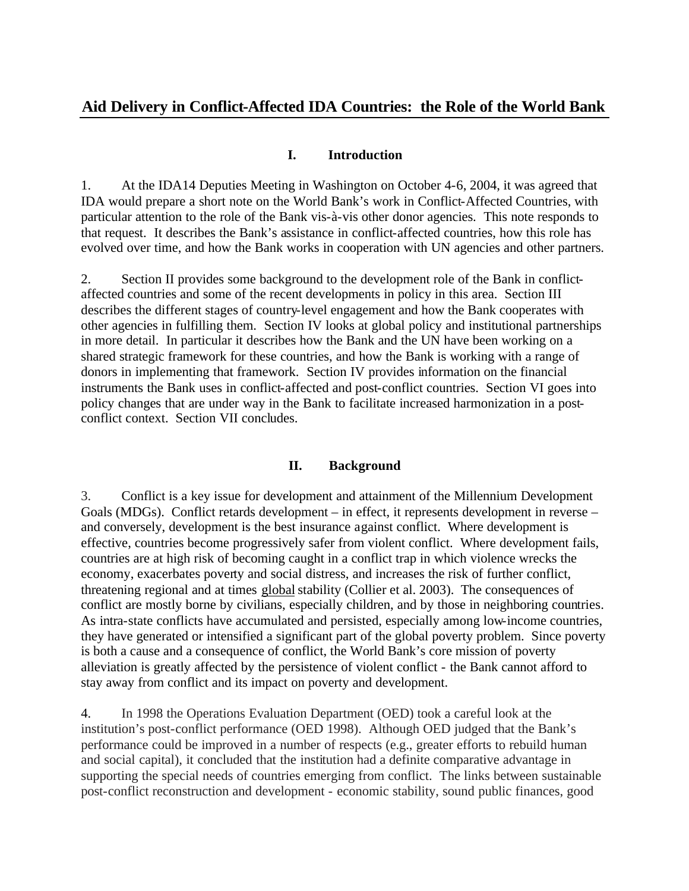# Aid Delivery in Conflict-Affected IDA Countries: the Role of the World Bank

## I. Introduction

1. At the IDA14 Deputies Meeting in Washington on October 4-6, 2004, it was agreed that IDA would prepare a short note on the World Bank's work in Conflict-Affected Countries, with particular attention to the role of the Bank vis-à-vis other donor agencies. This note responds to that request. It describes the Bank's assistance in conflict-affected countries, how this role has evolved over time, and how the Bank works in cooperation with UN agencies and other partners.

2. Section II provides some background to the development role of the Bank in conflict-affected countries and some of the recent developments in policy in this area. Section III describes the different stages of country-level engagement and how the Bank cooperates with other agencies in fulfilling them. Section IV looks at global policy and institutional partnerships in more detail. In particular it describes how the Bank and the UN have been working on a shared strategic framework for these countries, and how the Bank is working with a range of donors in implementing that framework. Section IV provides information on the financial instruments the Bank uses in conflict-affected and post-conflict countries. Section VI goes into policy changes that are under way in the Bank to facilitate increased harmonization in a post-conflict context. Section VII concludes.

## II. Background

3. Conflict is a key issue for development and attainment of the Millennium Development Goals (MDGs). Conflict retards development – in effect, it represents development in reverse – and conversely, development is the best insurance against conflict. Where development is effective, countries become progressively safer from violent conflict. Where development fails, countries are at high risk of becoming caught in a conflict trap in which violence wrecks the economy, exacerbates poverty and social distress, and increases the risk of further conflict, threatening regional and at times global stability (Collier et al. 2003). The consequences of conflict are mostly borne by civilians, especially children, and by those in neighboring countries. As intra-state conflicts have accumulated and persisted, especially among low-income countries, they have generated or intensified a significant part of the global poverty problem. Since poverty is both a cause and a consequence of conflict, the World Bank's core mission of poverty alleviation is greatly affected by the persistence of violent conflict - the Bank cannot afford to stay away from conflict and its impact on poverty and development.

4. In 1998 the Operations Evaluation Department (OED) took a careful look at the institution's post-conflict performance (OED 1998). Although OED judged that the Bank's performance could be improved in a number of respects (e.g., greater efforts to rebuild human and social capital), it concluded that the institution had a definite comparative advantage in supporting the special needs of countries emerging from conflict. The links between sustainable post-conflict reconstruction and development - economic stability, sound public finances, good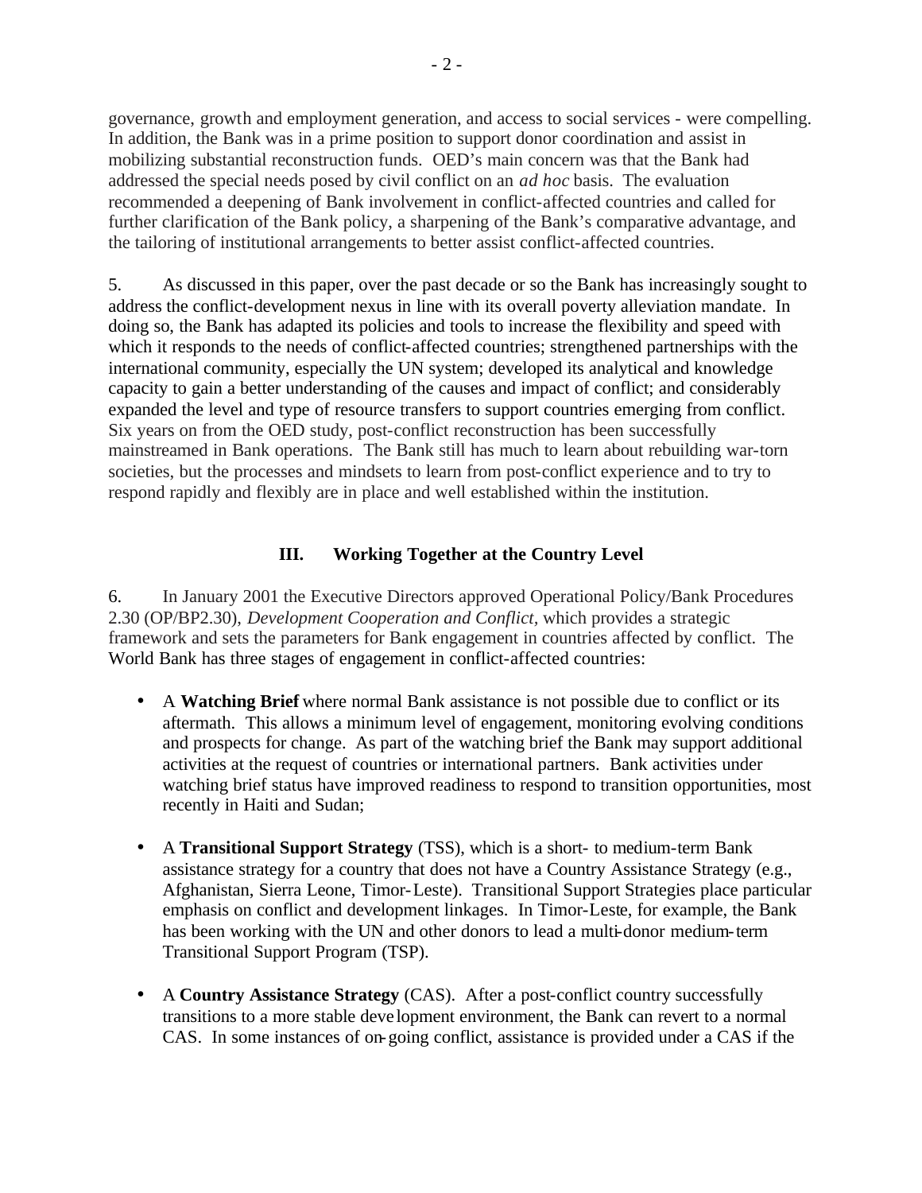governance, growth and employment generation, and access to social services - were compelling. In addition, the Bank was in a prime position to support donor coordination and assist in mobilizing substantial reconstruction funds. OED's main concern was that the Bank had addressed the special needs posed by civil conflict on an *ad hoc* basis. The evaluation recommended a deepening of Bank involvement in conflict-affected countries and called for further clarification of the Bank policy, a sharpening of the Bank's comparative advantage, and the tailoring of institutional arrangements to better assist conflict-affected countries.

5. As discussed in this paper, over the past decade or so the Bank has increasingly sought to address the conflict-development nexus in line with its overall poverty alleviation mandate. In doing so, the Bank has adapted its policies and tools to increase the flexibility and speed with which it responds to the needs of conflict-affected countries; strengthened partnerships with the international community, especially the UN system; developed its analytical and knowledge capacity to gain a better understanding of the causes and impact of conflict; and considerably expanded the level and type of resource transfers to support countries emerging from conflict. Six years on from the OED study, post-conflict reconstruction has been successfully mainstreamed in Bank operations. The Bank still has much to learn about rebuilding war-torn societies, but the processes and mindsets to learn from post-conflict experience and to try to respond rapidly and flexibly are in place and well established within the institution.

## III. Working Together at the Country Level

6. In January 2001 the Executive Directors approved Operational Policy/Bank Procedures 2.30 (OP/BP2.30), *Development Cooperation and Conflict*, which provides a strategic framework and sets the parameters for Bank engagement in countries affected by conflict. The World Bank has three stages of engagement in conflict-affected countries:

- A **Watching Brief** where normal Bank assistance is not possible due to conflict or its aftermath. This allows a minimum level of engagement, monitoring evolving conditions and prospects for change. As part of the watching brief the Bank may support additional activities at the request of countries or international partners. Bank activities under watching brief status have improved readiness to respond to transition opportunities, most recently in Haiti and Sudan;

- A **Transitional Support Strategy** (TSS), which is a short- to medium-term Bank assistance strategy for a country that does not have a Country Assistance Strategy (e.g., Afghanistan, Sierra Leone, Timor-Leste). Transitional Support Strategies place particular emphasis on conflict and development linkages. In Timor-Leste, for example, the Bank has been working with the UN and other donors to lead a multi-donor medium-term Transitional Support Program (TSP).

- A **Country Assistance Strategy** (CAS). After a post-conflict country successfully transitions to a more stable development environment, the Bank can revert to a normal CAS. In some instances of on-going conflict, assistance is provided under a CAS if the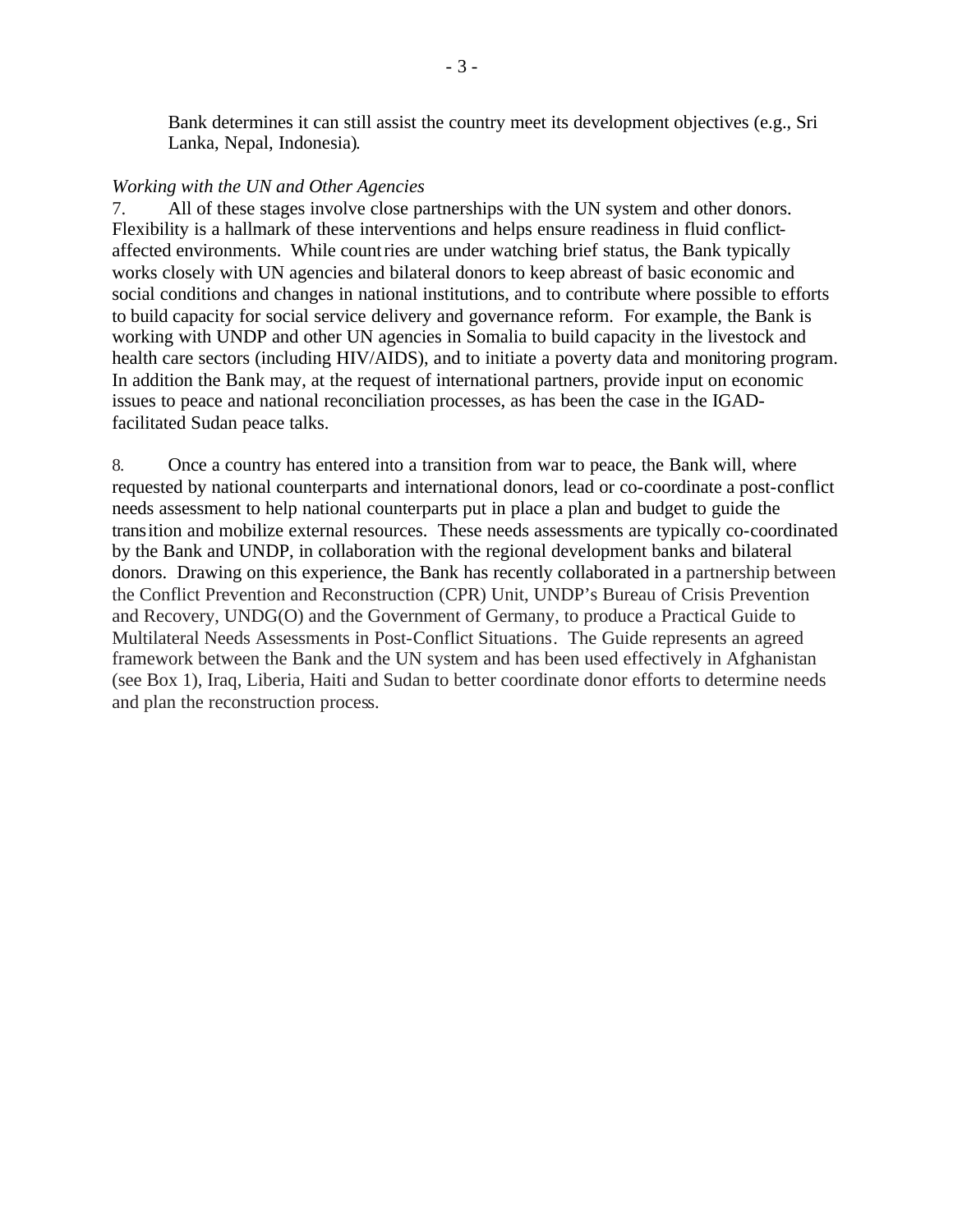Bank determines it can still assist the country meet its development objectives (e.g., Sri Lanka, Nepal, Indonesia).

*Working with the UN and Other Agencies*

7. All of these stages involve close partnerships with the UN system and other donors. Flexibility is a hallmark of these interventions and helps ensure readiness in fluid conflict-affected environments. While countries are under watching brief status, the Bank typically works closely with UN agencies and bilateral donors to keep abreast of basic economic and social conditions and changes in national institutions, and to contribute where possible to efforts to build capacity for social service delivery and governance reform. For example, the Bank is working with UNDP and other UN agencies in Somalia to build capacity in the livestock and health care sectors (including HIV/AIDS), and to initiate a poverty data and monitoring program. In addition the Bank may, at the request of international partners, provide input on economic issues to peace and national reconciliation processes, as has been the case in the IGAD-facilitated Sudan peace talks.

8. Once a country has entered into a transition from war to peace, the Bank will, where requested by national counterparts and international donors, lead or co-coordinate a post-conflict needs assessment to help national counterparts put in place a plan and budget to guide the transition and mobilize external resources. These needs assessments are typically co-coordinated by the Bank and UNDP, in collaboration with the regional development banks and bilateral donors. Drawing on this experience, the Bank has recently collaborated in a partnership between the Conflict Prevention and Reconstruction (CPR) Unit, UNDP's Bureau of Crisis Prevention and Recovery, UNDG(O) and the Government of Germany, to produce a Practical Guide to Multilateral Needs Assessments in Post-Conflict Situations. The Guide represents an agreed framework between the Bank and the UN system and has been used effectively in Afghanistan (see Box 1), Iraq, Liberia, Haiti and Sudan to better coordinate donor efforts to determine needs and plan the reconstruction process.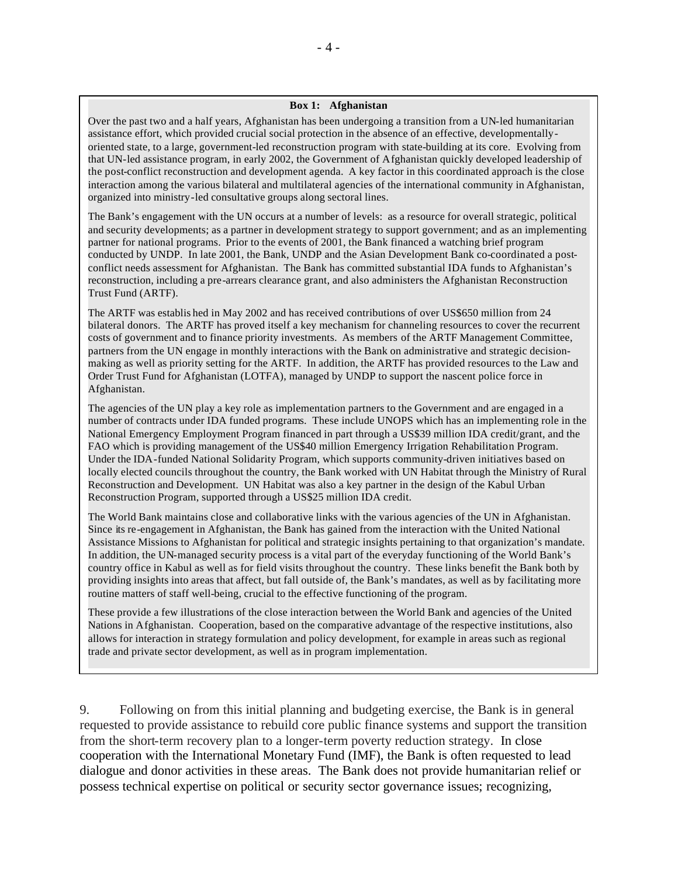**Box 1: Afghanistan**

Over the past two and a half years, Afghanistan has been undergoing a transition from a UN-led humanitarian assistance effort, which provided crucial social protection in the absence of an effective, developmentally-oriented state, to a large, government-led reconstruction program with state-building at its core. Evolving from that UN-led assistance program, in early 2002, the Government of Afghanistan quickly developed leadership of the post-conflict reconstruction and development agenda. A key factor in this coordinated approach is the close interaction among the various bilateral and multilateral agencies of the international community in Afghanistan, organized into ministry-led consultative groups along sectoral lines.

The Bank's engagement with the UN occurs at a number of levels: as a resource for overall strategic, political and security developments; as a partner in development strategy to support government; and as an implementing partner for national programs. Prior to the events of 2001, the Bank financed a watching brief program conducted by UNDP. In late 2001, the Bank, UNDP and the Asian Development Bank co-coordinated a post-conflict needs assessment for Afghanistan. The Bank has committed substantial IDA funds to Afghanistan's reconstruction, including a pre-arrears clearance grant, and also administers the Afghanistan Reconstruction Trust Fund (ARTF).

The ARTF was established in May 2002 and has received contributions of over US$650 million from 24 bilateral donors. The ARTF has proved itself a key mechanism for channeling resources to cover the recurrent costs of government and to finance priority investments. As members of the ARTF Management Committee, partners from the UN engage in monthly interactions with the Bank on administrative and strategic decision-making as well as priority setting for the ARTF. In addition, the ARTF has provided resources to the Law and Order Trust Fund for Afghanistan (LOTFA), managed by UNDP to support the nascent police force in Afghanistan.

The agencies of the UN play a key role as implementation partners to the Government and are engaged in a number of contracts under IDA funded programs. These include UNOPS which has an implementing role in the National Emergency Employment Program financed in part through a US$39 million IDA credit/grant, and the FAO which is providing management of the US$40 million Emergency Irrigation Rehabilitation Program. Under the IDA-funded National Solidarity Program, which supports community-driven initiatives based on locally elected councils throughout the country, the Bank worked with UN Habitat through the Ministry of Rural Reconstruction and Development. UN Habitat was also a key partner in the design of the Kabul Urban Reconstruction Program, supported through a US$25 million IDA credit.

The World Bank maintains close and collaborative links with the various agencies of the UN in Afghanistan. Since its re-engagement in Afghanistan, the Bank has gained from the interaction with the United National Assistance Missions to Afghanistan for political and strategic insights pertaining to that organization's mandate. In addition, the UN-managed security process is a vital part of the everyday functioning of the World Bank's country office in Kabul as well as for field visits throughout the country. These links benefit the Bank both by providing insights into areas that affect, but fall outside of, the Bank's mandates, as well as by facilitating more routine matters of staff well-being, crucial to the effective functioning of the program.

These provide a few illustrations of the close interaction between the World Bank and agencies of the United Nations in Afghanistan. Cooperation, based on the comparative advantage of the respective institutions, also allows for interaction in strategy formulation and policy development, for example in areas such as regional trade and private sector development, as well as in program implementation.

9. Following on from this initial planning and budgeting exercise, the Bank is in general requested to provide assistance to rebuild core public finance systems and support the transition from the short-term recovery plan to a longer-term poverty reduction strategy. In close cooperation with the International Monetary Fund (IMF), the Bank is often requested to lead dialogue and donor activities in these areas. The Bank does not provide humanitarian relief or possess technical expertise on political or security sector governance issues; recognizing,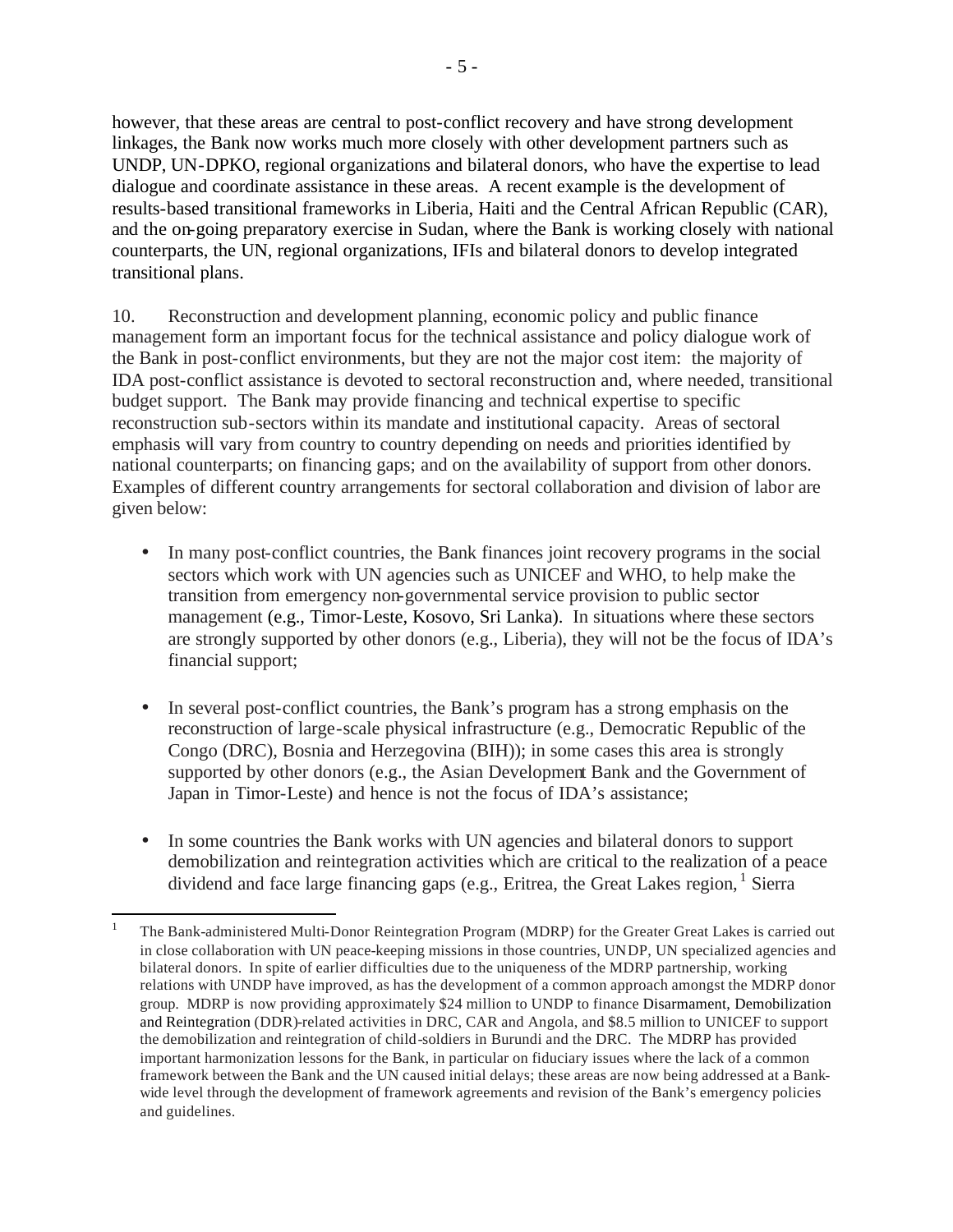however, that these areas are central to post-conflict recovery and have strong development linkages, the Bank now works much more closely with other development partners such as UNDP, UN-DPKO, regional organizations and bilateral donors, who have the expertise to lead dialogue and coordinate assistance in these areas. A recent example is the development of results-based transitional frameworks in Liberia, Haiti and the Central African Republic (CAR), and the on-going preparatory exercise in Sudan, where the Bank is working closely with national counterparts, the UN, regional organizations, IFIs and bilateral donors to develop integrated transitional plans.

10. Reconstruction and development planning, economic policy and public finance management form an important focus for the technical assistance and policy dialogue work of the Bank in post-conflict environments, but they are not the major cost item: the majority of IDA post-conflict assistance is devoted to sectoral reconstruction and, where needed, transitional budget support. The Bank may provide financing and technical expertise to specific reconstruction sub-sectors within its mandate and institutional capacity. Areas of sectoral emphasis will vary from country to country depending on needs and priorities identified by national counterparts; on financing gaps; and on the availability of support from other donors. Examples of different country arrangements for sectoral collaboration and division of labor are given below:

- In many post-conflict countries, the Bank finances joint recovery programs in the social sectors which work with UN agencies such as UNICEF and WHO, to help make the transition from emergency non-governmental service provision to public sector management (e.g., Timor-Leste, Kosovo, Sri Lanka). In situations where these sectors are strongly supported by other donors (e.g., Liberia), they will not be the focus of IDA's financial support;

- In several post-conflict countries, the Bank's program has a strong emphasis on the reconstruction of large-scale physical infrastructure (e.g., Democratic Republic of the Congo (DRC), Bosnia and Herzegovina (BIH)); in some cases this area is strongly supported by other donors (e.g., the Asian Development Bank and the Government of Japan in Timor-Leste) and hence is not the focus of IDA's assistance;

- In some countries the Bank works with UN agencies and bilateral donors to support demobilization and reintegration activities which are critical to the realization of a peace dividend and face large financing gaps (e.g., Eritrea, the Great Lakes region,[1] Sierra

---

[1] The Bank-administered Multi-Donor Reintegration Program (MDRP) for the Greater Great Lakes is carried out in close collaboration with UN peace-keeping missions in those countries, UNDP, UN specialized agencies and bilateral donors. In spite of earlier difficulties due to the uniqueness of the MDRP partnership, working relations with UNDP have improved, as has the development of a common approach amongst the MDRP donor group. MDRP is now providing approximately $24 million to UNDP to finance Disarmament, Demobilization and Reintegration (DDR)-related activities in DRC, CAR and Angola, and $8.5 million to UNICEF to support the demobilization and reintegration of child-soldiers in Burundi and the DRC. The MDRP has provided important harmonization lessons for the Bank, in particular on fiduciary issues where the lack of a common framework between the Bank and the UN caused initial delays; these areas are now being addressed at a Bank-wide level through the development of framework agreements and revision of the Bank's emergency policies and guidelines.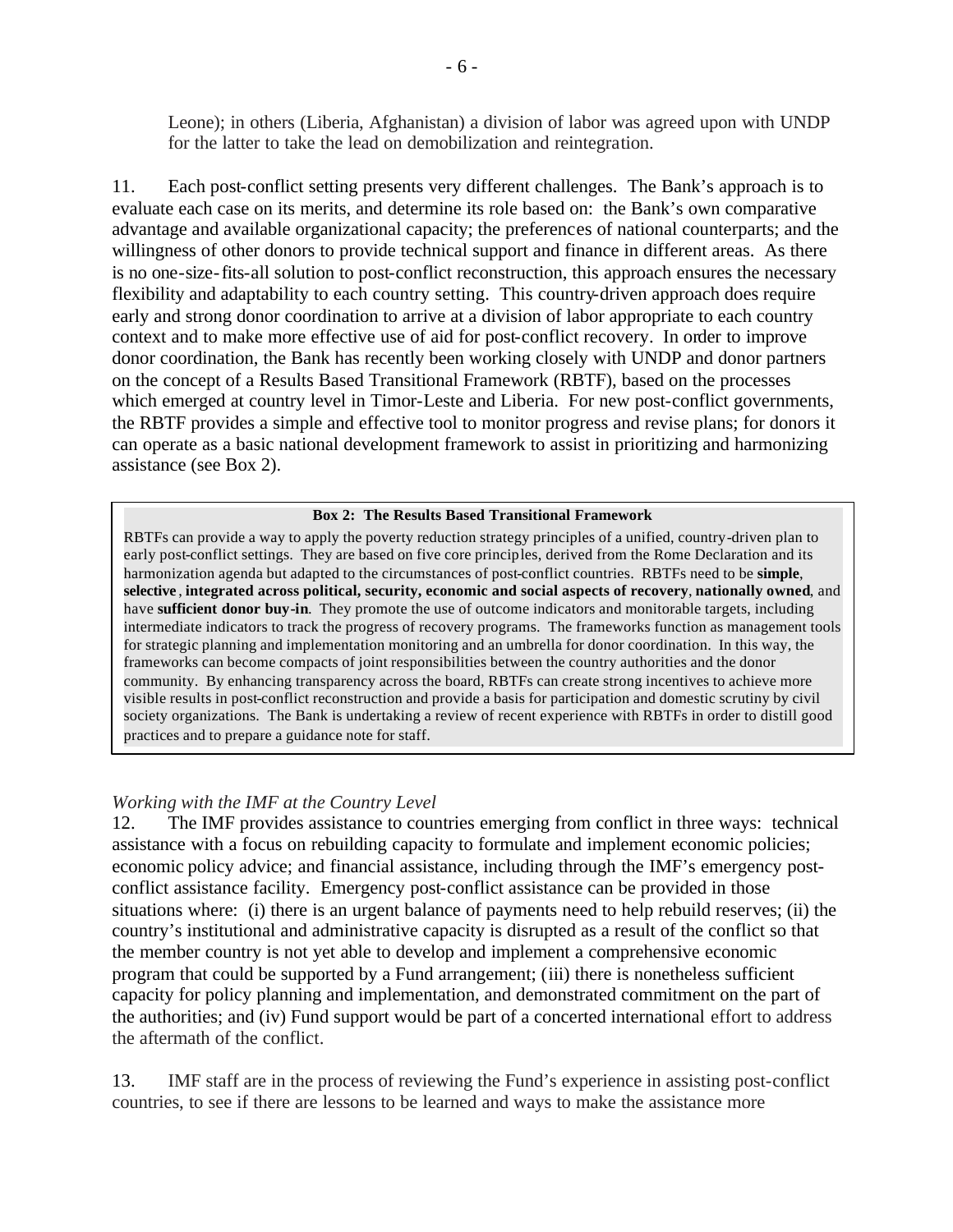Leone); in others (Liberia, Afghanistan) a division of labor was agreed upon with UNDP for the latter to take the lead on demobilization and reintegration.

11. Each post-conflict setting presents very different challenges. The Bank's approach is to evaluate each case on its merits, and determine its role based on: the Bank's own comparative advantage and available organizational capacity; the preferences of national counterparts; and the willingness of other donors to provide technical support and finance in different areas. As there is no one-size-fits-all solution to post-conflict reconstruction, this approach ensures the necessary flexibility and adaptability to each country setting. This country-driven approach does require early and strong donor coordination to arrive at a division of labor appropriate to each country context and to make more effective use of aid for post-conflict recovery. In order to improve donor coordination, the Bank has recently been working closely with UNDP and donor partners on the concept of a Results Based Transitional Framework (RBTF), based on the processes which emerged at country level in Timor-Leste and Liberia. For new post-conflict governments, the RBTF provides a simple and effective tool to monitor progress and revise plans; for donors it can operate as a basic national development framework to assist in prioritizing and harmonizing assistance (see Box 2).

**Box 2: The Results Based Transitional Framework**

RBTFs can provide a way to apply the poverty reduction strategy principles of a unified, country-driven plan to early post-conflict settings. They are based on five core principles, derived from the Rome Declaration and its harmonization agenda but adapted to the circumstances of post-conflict countries. RBTFs need to be **simple**, **selective**, **integrated across political, security, economic and social aspects of recovery**, **nationally owned**, and have **sufficient donor buy-in**. They promote the use of outcome indicators and monitorable targets, including intermediate indicators to track the progress of recovery programs. The frameworks function as management tools for strategic planning and implementation monitoring and an umbrella for donor coordination. In this way, the frameworks can become compacts of joint responsibilities between the country authorities and the donor community. By enhancing transparency across the board, RBTFs can create strong incentives to achieve more visible results in post-conflict reconstruction and provide a basis for participation and domestic scrutiny by civil society organizations. The Bank is undertaking a review of recent experience with RBTFs in order to distill good practices and to prepare a guidance note for staff.

*Working with the IMF at the Country Level*

12. The IMF provides assistance to countries emerging from conflict in three ways: technical assistance with a focus on rebuilding capacity to formulate and implement economic policies; economic policy advice; and financial assistance, including through the IMF's emergency post-conflict assistance facility. Emergency post-conflict assistance can be provided in those situations where: (i) there is an urgent balance of payments need to help rebuild reserves; (ii) the country's institutional and administrative capacity is disrupted as a result of the conflict so that the member country is not yet able to develop and implement a comprehensive economic program that could be supported by a Fund arrangement; (iii) there is nonetheless sufficient capacity for policy planning and implementation, and demonstrated commitment on the part of the authorities; and (iv) Fund support would be part of a concerted international effort to address the aftermath of the conflict.

13. IMF staff are in the process of reviewing the Fund's experience in assisting post-conflict countries, to see if there are lessons to be learned and ways to make the assistance more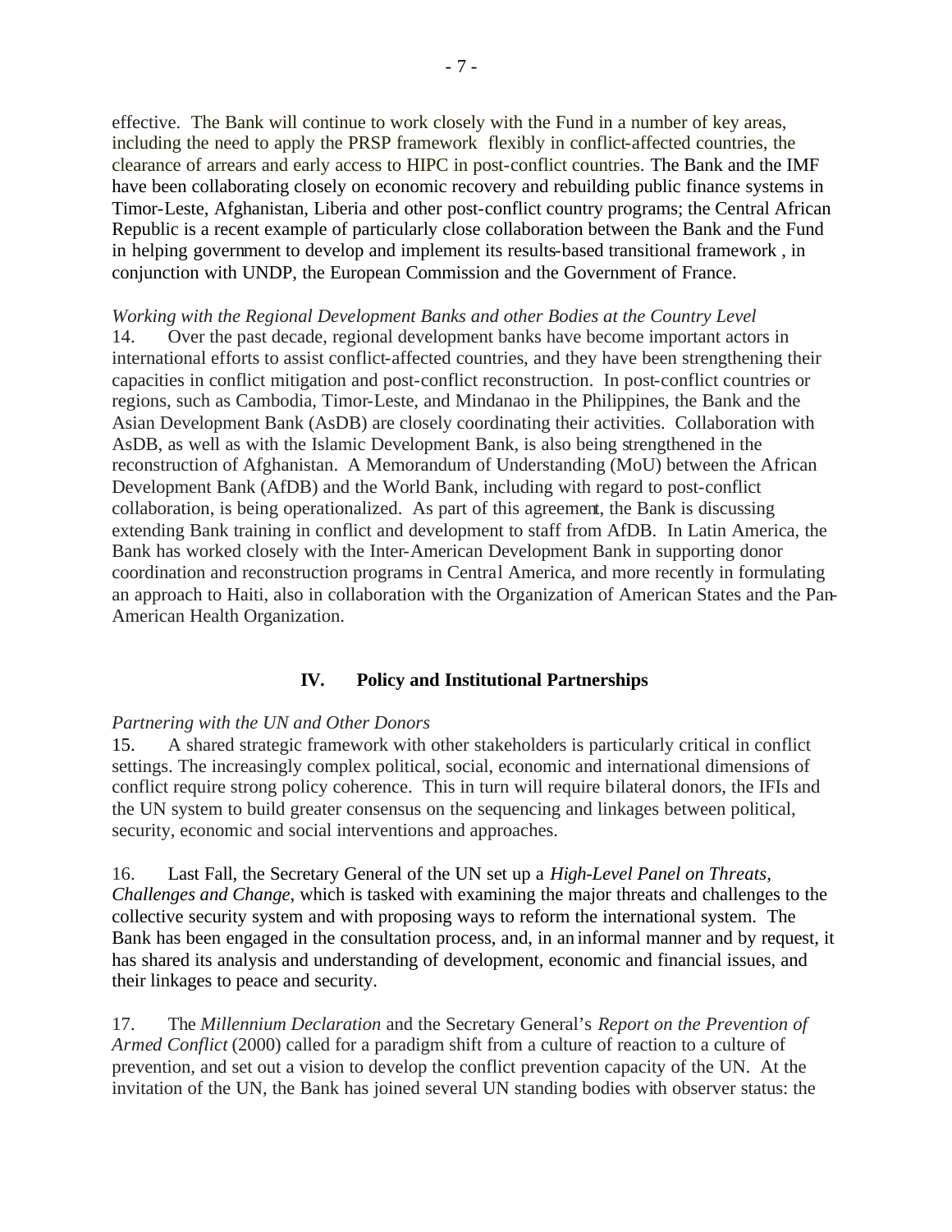effective. The Bank will continue to work closely with the Fund in a number of key areas, including the need to apply the PRSP framework flexibly in conflict-affected countries, the clearance of arrears and early access to HIPC in post-conflict countries. The Bank and the IMF have been collaborating closely on economic recovery and rebuilding public finance systems in Timor-Leste, Afghanistan, Liberia and other post-conflict country programs; the Central African Republic is a recent example of particularly close collaboration between the Bank and the Fund in helping government to develop and implement its results-based transitional framework , in conjunction with UNDP, the European Commission and the Government of France.

*Working with the Regional Development Banks and other Bodies at the Country Level*

14. Over the past decade, regional development banks have become important actors in international efforts to assist conflict-affected countries, and they have been strengthening their capacities in conflict mitigation and post-conflict reconstruction. In post-conflict countries or regions, such as Cambodia, Timor-Leste, and Mindanao in the Philippines, the Bank and the Asian Development Bank (AsDB) are closely coordinating their activities. Collaboration with AsDB, as well as with the Islamic Development Bank, is also being strengthened in the reconstruction of Afghanistan. A Memorandum of Understanding (MoU) between the African Development Bank (AfDB) and the World Bank, including with regard to post-conflict collaboration, is being operationalized. As part of this agreement, the Bank is discussing extending Bank training in conflict and development to staff from AfDB. In Latin America, the Bank has worked closely with the Inter-American Development Bank in supporting donor coordination and reconstruction programs in Central America, and more recently in formulating an approach to Haiti, also in collaboration with the Organization of American States and the Pan-American Health Organization.

## IV. Policy and Institutional Partnerships

*Partnering with the UN and Other Donors*

15. A shared strategic framework with other stakeholders is particularly critical in conflict settings. The increasingly complex political, social, economic and international dimensions of conflict require strong policy coherence. This in turn will require bilateral donors, the IFIs and the UN system to build greater consensus on the sequencing and linkages between political, security, economic and social interventions and approaches.

16. Last Fall, the Secretary General of the UN set up a *High-Level Panel on Threats, Challenges and Change*, which is tasked with examining the major threats and challenges to the collective security system and with proposing ways to reform the international system. The Bank has been engaged in the consultation process, and, in an informal manner and by request, it has shared its analysis and understanding of development, economic and financial issues, and their linkages to peace and security.

17. The *Millennium Declaration* and the Secretary General's *Report on the Prevention of Armed Conflict* (2000) called for a paradigm shift from a culture of reaction to a culture of prevention, and set out a vision to develop the conflict prevention capacity of the UN. At the invitation of the UN, the Bank has joined several UN standing bodies with observer status: the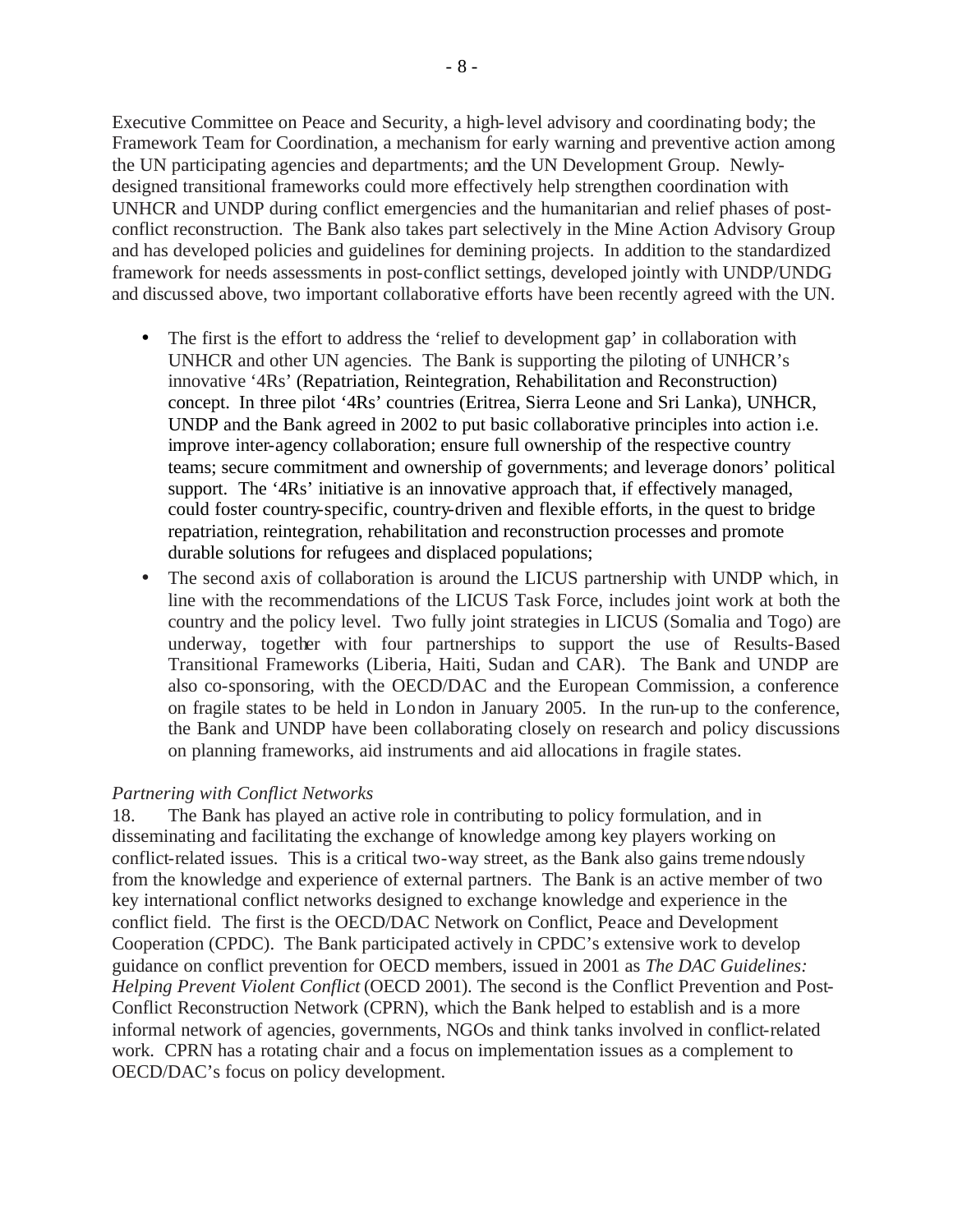Executive Committee on Peace and Security, a high-level advisory and coordinating body; the Framework Team for Coordination, a mechanism for early warning and preventive action among the UN participating agencies and departments; and the UN Development Group. Newly-designed transitional frameworks could more effectively help strengthen coordination with UNHCR and UNDP during conflict emergencies and the humanitarian and relief phases of post-conflict reconstruction. The Bank also takes part selectively in the Mine Action Advisory Group and has developed policies and guidelines for demining projects. In addition to the standardized framework for needs assessments in post-conflict settings, developed jointly with UNDP/UNDG and discussed above, two important collaborative efforts have been recently agreed with the UN.

- The first is the effort to address the 'relief to development gap' in collaboration with UNHCR and other UN agencies. The Bank is supporting the piloting of UNHCR's innovative '4Rs' (Repatriation, Reintegration, Rehabilitation and Reconstruction) concept. In three pilot '4Rs' countries (Eritrea, Sierra Leone and Sri Lanka), UNHCR, UNDP and the Bank agreed in 2002 to put basic collaborative principles into action i.e. improve inter-agency collaboration; ensure full ownership of the respective country teams; secure commitment and ownership of governments; and leverage donors' political support. The '4Rs' initiative is an innovative approach that, if effectively managed, could foster country-specific, country-driven and flexible efforts, in the quest to bridge repatriation, reintegration, rehabilitation and reconstruction processes and promote durable solutions for refugees and displaced populations;
- The second axis of collaboration is around the LICUS partnership with UNDP which, in line with the recommendations of the LICUS Task Force, includes joint work at both the country and the policy level. Two fully joint strategies in LICUS (Somalia and Togo) are underway, together with four partnerships to support the use of Results-Based Transitional Frameworks (Liberia, Haiti, Sudan and CAR). The Bank and UNDP are also co-sponsoring, with the OECD/DAC and the European Commission, a conference on fragile states to be held in London in January 2005. In the run-up to the conference, the Bank and UNDP have been collaborating closely on research and policy discussions on planning frameworks, aid instruments and aid allocations in fragile states.

*Partnering with Conflict Networks*

18. The Bank has played an active role in contributing to policy formulation, and in disseminating and facilitating the exchange of knowledge among key players working on conflict-related issues. This is a critical two-way street, as the Bank also gains tremendously from the knowledge and experience of external partners. The Bank is an active member of two key international conflict networks designed to exchange knowledge and experience in the conflict field. The first is the OECD/DAC Network on Conflict, Peace and Development Cooperation (CPDC). The Bank participated actively in CPDC's extensive work to develop guidance on conflict prevention for OECD members, issued in 2001 as *The DAC Guidelines: Helping Prevent Violent Conflict* (OECD 2001). The second is the Conflict Prevention and Post-Conflict Reconstruction Network (CPRN), which the Bank helped to establish and is a more informal network of agencies, governments, NGOs and think tanks involved in conflict-related work. CPRN has a rotating chair and a focus on implementation issues as a complement to OECD/DAC's focus on policy development.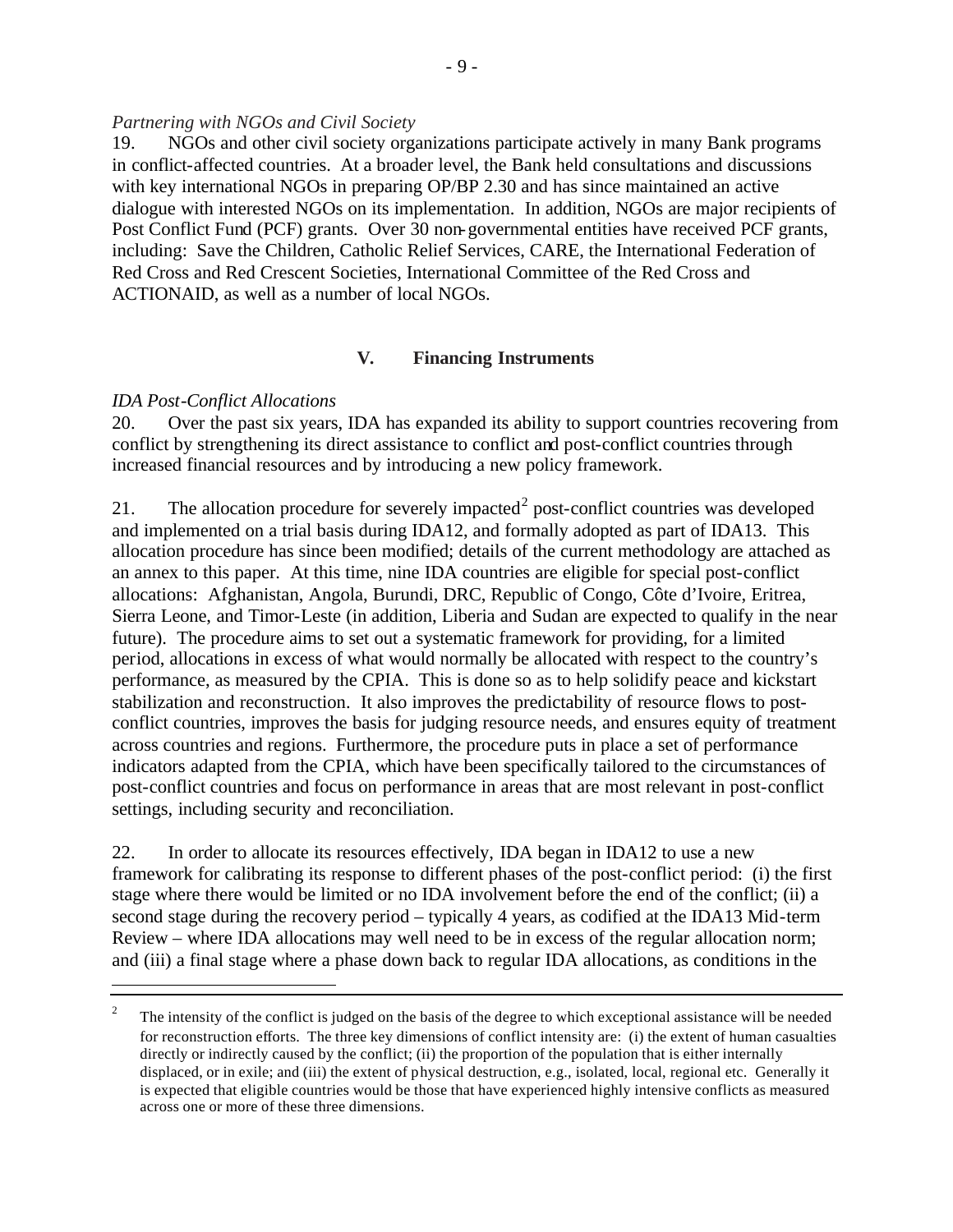*Partnering with NGOs and Civil Society*

19. NGOs and other civil society organizations participate actively in many Bank programs in conflict-affected countries. At a broader level, the Bank held consultations and discussions with key international NGOs in preparing OP/BP 2.30 and has since maintained an active dialogue with interested NGOs on its implementation. In addition, NGOs are major recipients of Post Conflict Fund (PCF) grants. Over 30 non-governmental entities have received PCF grants, including: Save the Children, Catholic Relief Services, CARE, the International Federation of Red Cross and Red Crescent Societies, International Committee of the Red Cross and ACTIONAID, as well as a number of local NGOs.

## V. Financing Instruments

*IDA Post-Conflict Allocations*

20. Over the past six years, IDA has expanded its ability to support countries recovering from conflict by strengthening its direct assistance to conflict and post-conflict countries through increased financial resources and by introducing a new policy framework.

21. The allocation procedure for severely impacted[2] post-conflict countries was developed and implemented on a trial basis during IDA12, and formally adopted as part of IDA13. This allocation procedure has since been modified; details of the current methodology are attached as an annex to this paper. At this time, nine IDA countries are eligible for special post-conflict allocations: Afghanistan, Angola, Burundi, DRC, Republic of Congo, Côte d'Ivoire, Eritrea, Sierra Leone, and Timor-Leste (in addition, Liberia and Sudan are expected to qualify in the near future). The procedure aims to set out a systematic framework for providing, for a limited period, allocations in excess of what would normally be allocated with respect to the country's performance, as measured by the CPIA. This is done so as to help solidify peace and kickstart stabilization and reconstruction. It also improves the predictability of resource flows to post-conflict countries, improves the basis for judging resource needs, and ensures equity of treatment across countries and regions. Furthermore, the procedure puts in place a set of performance indicators adapted from the CPIA, which have been specifically tailored to the circumstances of post-conflict countries and focus on performance in areas that are most relevant in post-conflict settings, including security and reconciliation.

22. In order to allocate its resources effectively, IDA began in IDA12 to use a new framework for calibrating its response to different phases of the post-conflict period: (i) the first stage where there would be limited or no IDA involvement before the end of the conflict; (ii) a second stage during the recovery period – typically 4 years, as codified at the IDA13 Mid-term Review – where IDA allocations may well need to be in excess of the regular allocation norm; and (iii) a final stage where a phase down back to regular IDA allocations, as conditions in the

---

[2] The intensity of the conflict is judged on the basis of the degree to which exceptional assistance will be needed for reconstruction efforts. The three key dimensions of conflict intensity are: (i) the extent of human casualties directly or indirectly caused by the conflict; (ii) the proportion of the population that is either internally displaced, or in exile; and (iii) the extent of physical destruction, e.g., isolated, local, regional etc. Generally it is expected that eligible countries would be those that have experienced highly intensive conflicts as measured across one or more of these three dimensions.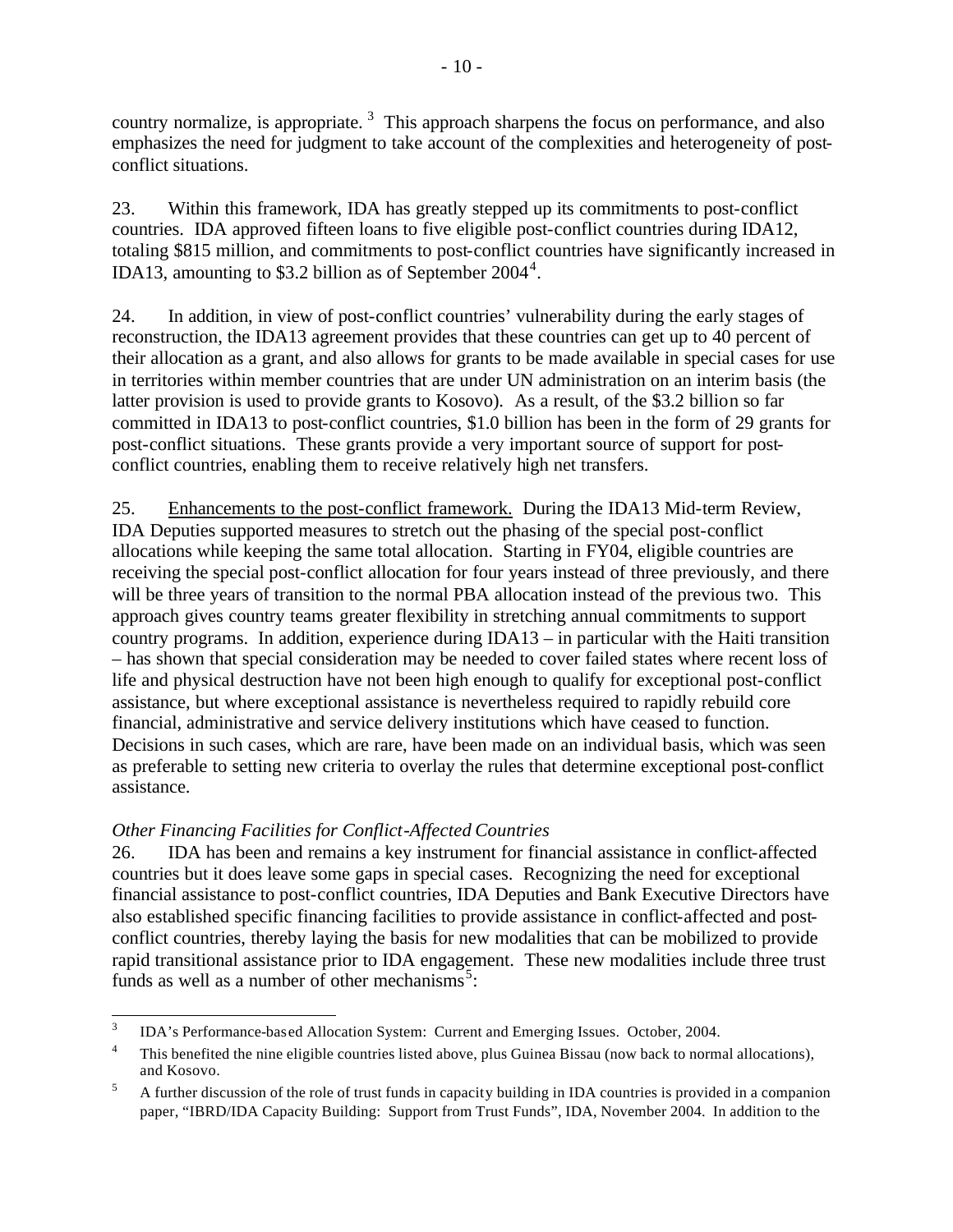country normalize, is appropriate.[3] This approach sharpens the focus on performance, and also emphasizes the need for judgment to take account of the complexities and heterogeneity of post-conflict situations.

23. Within this framework, IDA has greatly stepped up its commitments to post-conflict countries. IDA approved fifteen loans to five eligible post-conflict countries during IDA12, totaling $815 million, and commitments to post-conflict countries have significantly increased in IDA13, amounting to $3.2 billion as of September 2004[4].

24. In addition, in view of post-conflict countries' vulnerability during the early stages of reconstruction, the IDA13 agreement provides that these countries can get up to 40 percent of their allocation as a grant, and also allows for grants to be made available in special cases for use in territories within member countries that are under UN administration on an interim basis (the latter provision is used to provide grants to Kosovo). As a result, of the $3.2 billion so far committed in IDA13 to post-conflict countries, $1.0 billion has been in the form of 29 grants for post-conflict situations. These grants provide a very important source of support for post-conflict countries, enabling them to receive relatively high net transfers.

25. Enhancements to the post-conflict framework. During the IDA13 Mid-term Review, IDA Deputies supported measures to stretch out the phasing of the special post-conflict allocations while keeping the same total allocation. Starting in FY04, eligible countries are receiving the special post-conflict allocation for four years instead of three previously, and there will be three years of transition to the normal PBA allocation instead of the previous two. This approach gives country teams greater flexibility in stretching annual commitments to support country programs. In addition, experience during IDA13 – in particular with the Haiti transition – has shown that special consideration may be needed to cover failed states where recent loss of life and physical destruction have not been high enough to qualify for exceptional post-conflict assistance, but where exceptional assistance is nevertheless required to rapidly rebuild core financial, administrative and service delivery institutions which have ceased to function. Decisions in such cases, which are rare, have been made on an individual basis, which was seen as preferable to setting new criteria to overlay the rules that determine exceptional post-conflict assistance.

*Other Financing Facilities for Conflict-Affected Countries*

26. IDA has been and remains a key instrument for financial assistance in conflict-affected countries but it does leave some gaps in special cases. Recognizing the need for exceptional financial assistance to post-conflict countries, IDA Deputies and Bank Executive Directors have also established specific financing facilities to provide assistance in conflict-affected and post-conflict countries, thereby laying the basis for new modalities that can be mobilized to provide rapid transitional assistance prior to IDA engagement. These new modalities include three trust funds as well as a number of other mechanisms[5]:

---

[3] IDA's Performance-based Allocation System: Current and Emerging Issues. October, 2004.

[4] This benefited the nine eligible countries listed above, plus Guinea Bissau (now back to normal allocations), and Kosovo.

[5] A further discussion of the role of trust funds in capacity building in IDA countries is provided in a companion paper, "IBRD/IDA Capacity Building: Support from Trust Funds", IDA, November 2004. In addition to the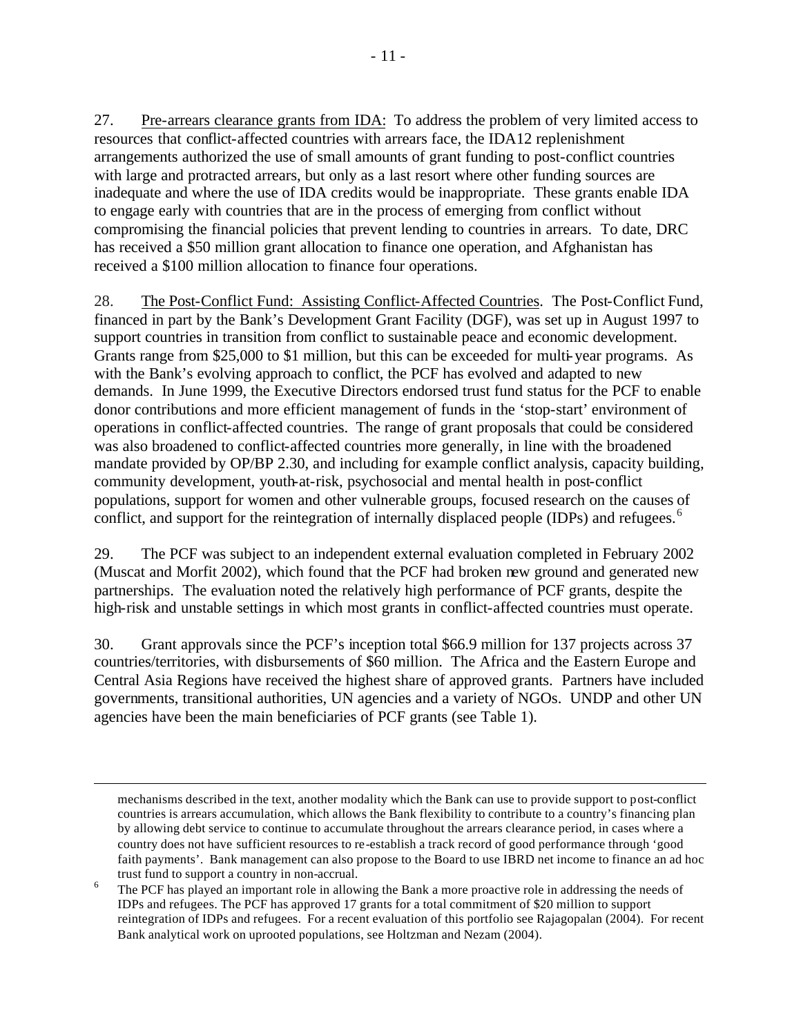27. Pre-arrears clearance grants from IDA: To address the problem of very limited access to resources that conflict-affected countries with arrears face, the IDA12 replenishment arrangements authorized the use of small amounts of grant funding to post-conflict countries with large and protracted arrears, but only as a last resort where other funding sources are inadequate and where the use of IDA credits would be inappropriate. These grants enable IDA to engage early with countries that are in the process of emerging from conflict without compromising the financial policies that prevent lending to countries in arrears. To date, DRC has received a $50 million grant allocation to finance one operation, and Afghanistan has received a $100 million allocation to finance four operations.

28. The Post-Conflict Fund: Assisting Conflict-Affected Countries. The Post-Conflict Fund, financed in part by the Bank's Development Grant Facility (DGF), was set up in August 1997 to support countries in transition from conflict to sustainable peace and economic development. Grants range from $25,000 to $1 million, but this can be exceeded for multi-year programs. As with the Bank's evolving approach to conflict, the PCF has evolved and adapted to new demands. In June 1999, the Executive Directors endorsed trust fund status for the PCF to enable donor contributions and more efficient management of funds in the 'stop-start' environment of operations in conflict-affected countries. The range of grant proposals that could be considered was also broadened to conflict-affected countries more generally, in line with the broadened mandate provided by OP/BP 2.30, and including for example conflict analysis, capacity building, community development, youth-at-risk, psychosocial and mental health in post-conflict populations, support for women and other vulnerable groups, focused research on the causes of conflict, and support for the reintegration of internally displaced people (IDPs) and refugees.[6]

29. The PCF was subject to an independent external evaluation completed in February 2002 (Muscat and Morfit 2002), which found that the PCF had broken new ground and generated new partnerships. The evaluation noted the relatively high performance of PCF grants, despite the high-risk and unstable settings in which most grants in conflict-affected countries must operate.

30. Grant approvals since the PCF's inception total $66.9 million for 137 projects across 37 countries/territories, with disbursements of $60 million. The Africa and the Eastern Europe and Central Asia Regions have received the highest share of approved grants. Partners have included governments, transitional authorities, UN agencies and a variety of NGOs. UNDP and other UN agencies have been the main beneficiaries of PCF grants (see Table 1).

---

mechanisms described in the text, another modality which the Bank can use to provide support to post-conflict countries is arrears accumulation, which allows the Bank flexibility to contribute to a country's financing plan by allowing debt service to continue to accumulate throughout the arrears clearance period, in cases where a country does not have sufficient resources to re-establish a track record of good performance through 'good faith payments'. Bank management can also propose to the Board to use IBRD net income to finance an ad hoc trust fund to support a country in non-accrual.

[6] The PCF has played an important role in allowing the Bank a more proactive role in addressing the needs of IDPs and refugees. The PCF has approved 17 grants for a total commitment of $20 million to support reintegration of IDPs and refugees. For a recent evaluation of this portfolio see Rajagopalan (2004). For recent Bank analytical work on uprooted populations, see Holtzman and Nezam (2004).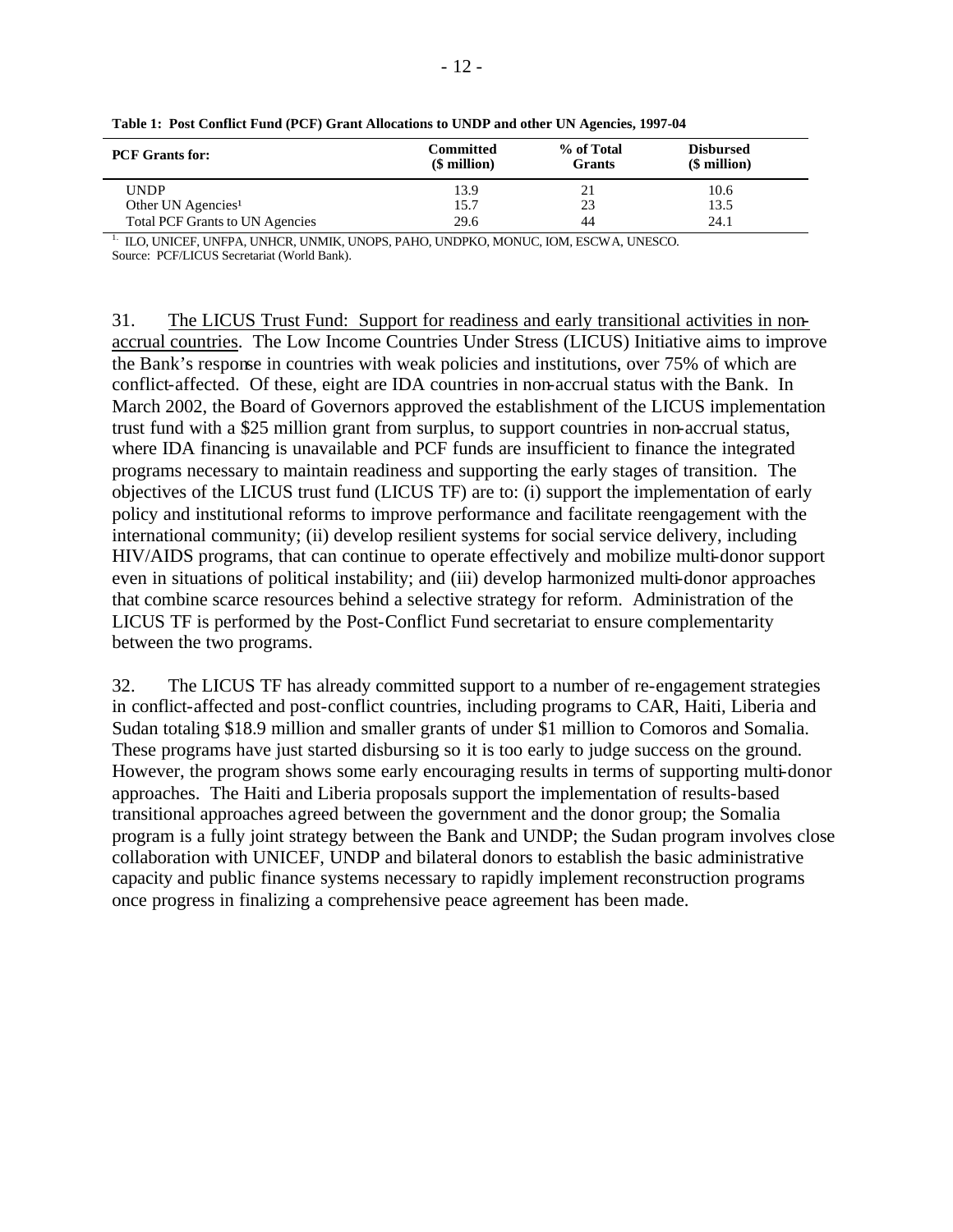**Table 1: Post Conflict Fund (PCF) Grant Allocations to UNDP and other UN Agencies, 1997-04**

| PCF Grants for: | Committed ($ million) | % of Total Grants | Disbursed ($ million) |
|---|---|---|---|
| UNDP | 13.9 | 21 | 10.6 |
| Other UN Agencies[1] | 15.7 | 23 | 13.5 |
| Total PCF Grants to UN Agencies | 29.6 | 44 | 24.1 |

[1.] ILO, UNICEF, UNFPA, UNHCR, UNMIK, UNOPS, PAHO, UNDPKO, MONUC, IOM, ESCWA, UNESCO.
Source: PCF/LICUS Secretariat (World Bank).

31. The LICUS Trust Fund: Support for readiness and early transitional activities in non-accrual countries. The Low Income Countries Under Stress (LICUS) Initiative aims to improve the Bank's response in countries with weak policies and institutions, over 75% of which are conflict-affected. Of these, eight are IDA countries in non-accrual status with the Bank. In March 2002, the Board of Governors approved the establishment of the LICUS implementation trust fund with a $25 million grant from surplus, to support countries in non-accrual status, where IDA financing is unavailable and PCF funds are insufficient to finance the integrated programs necessary to maintain readiness and supporting the early stages of transition. The objectives of the LICUS trust fund (LICUS TF) are to: (i) support the implementation of early policy and institutional reforms to improve performance and facilitate reengagement with the international community; (ii) develop resilient systems for social service delivery, including HIV/AIDS programs, that can continue to operate effectively and mobilize multi-donor support even in situations of political instability; and (iii) develop harmonized multi-donor approaches that combine scarce resources behind a selective strategy for reform. Administration of the LICUS TF is performed by the Post-Conflict Fund secretariat to ensure complementarity between the two programs.

32. The LICUS TF has already committed support to a number of re-engagement strategies in conflict-affected and post-conflict countries, including programs to CAR, Haiti, Liberia and Sudan totaling $18.9 million and smaller grants of under $1 million to Comoros and Somalia. These programs have just started disbursing so it is too early to judge success on the ground. However, the program shows some early encouraging results in terms of supporting multi-donor approaches. The Haiti and Liberia proposals support the implementation of results-based transitional approaches agreed between the government and the donor group; the Somalia program is a fully joint strategy between the Bank and UNDP; the Sudan program involves close collaboration with UNICEF, UNDP and bilateral donors to establish the basic administrative capacity and public finance systems necessary to rapidly implement reconstruction programs once progress in finalizing a comprehensive peace agreement has been made.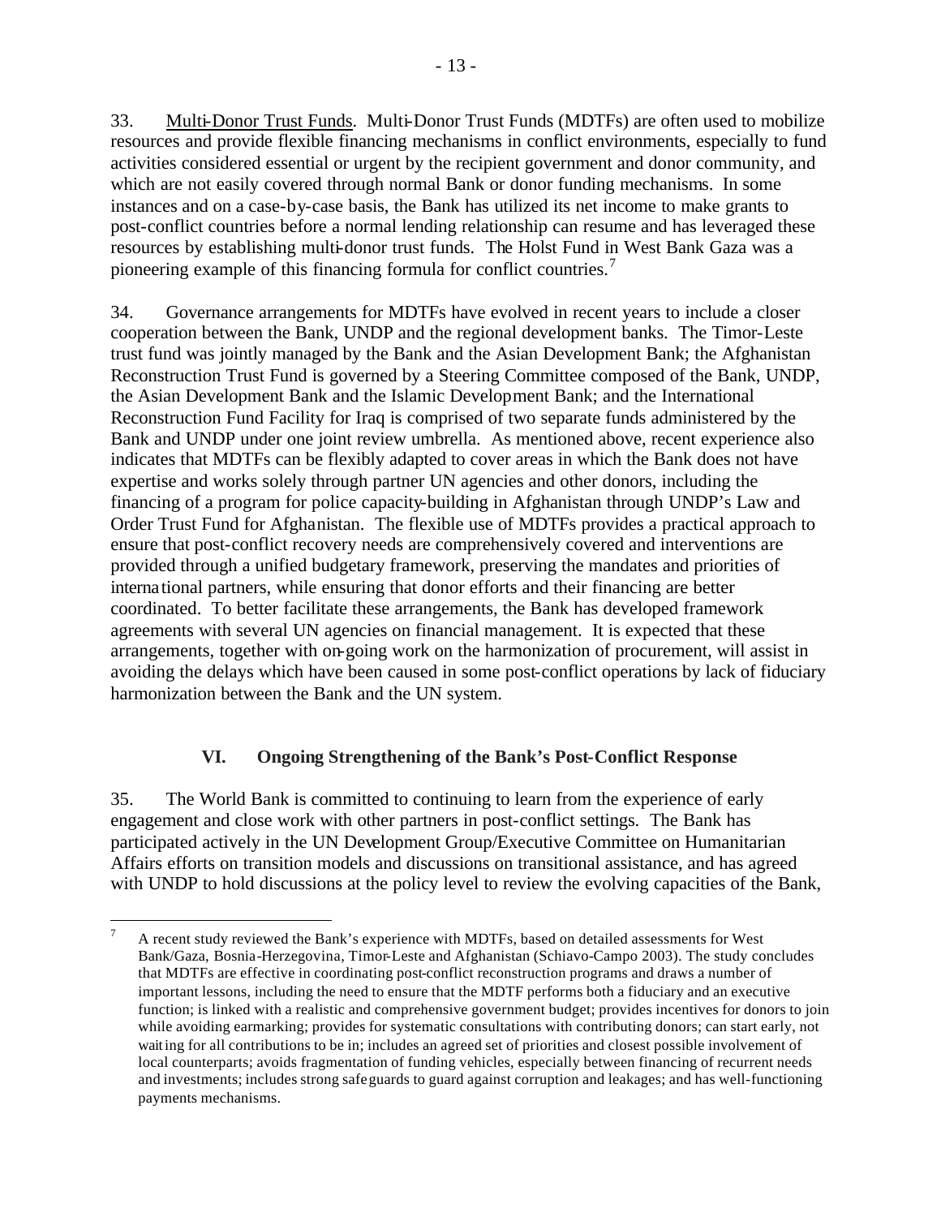33. Multi-Donor Trust Funds. Multi-Donor Trust Funds (MDTFs) are often used to mobilize resources and provide flexible financing mechanisms in conflict environments, especially to fund activities considered essential or urgent by the recipient government and donor community, and which are not easily covered through normal Bank or donor funding mechanisms. In some instances and on a case-by-case basis, the Bank has utilized its net income to make grants to post-conflict countries before a normal lending relationship can resume and has leveraged these resources by establishing multi-donor trust funds. The Holst Fund in West Bank Gaza was a pioneering example of this financing formula for conflict countries.[7]

34. Governance arrangements for MDTFs have evolved in recent years to include a closer cooperation between the Bank, UNDP and the regional development banks. The Timor-Leste trust fund was jointly managed by the Bank and the Asian Development Bank; the Afghanistan Reconstruction Trust Fund is governed by a Steering Committee composed of the Bank, UNDP, the Asian Development Bank and the Islamic Development Bank; and the International Reconstruction Fund Facility for Iraq is comprised of two separate funds administered by the Bank and UNDP under one joint review umbrella. As mentioned above, recent experience also indicates that MDTFs can be flexibly adapted to cover areas in which the Bank does not have expertise and works solely through partner UN agencies and other donors, including the financing of a program for police capacity-building in Afghanistan through UNDP's Law and Order Trust Fund for Afghanistan. The flexible use of MDTFs provides a practical approach to ensure that post-conflict recovery needs are comprehensively covered and interventions are provided through a unified budgetary framework, preserving the mandates and priorities of international partners, while ensuring that donor efforts and their financing are better coordinated. To better facilitate these arrangements, the Bank has developed framework agreements with several UN agencies on financial management. It is expected that these arrangements, together with on-going work on the harmonization of procurement, will assist in avoiding the delays which have been caused in some post-conflict operations by lack of fiduciary harmonization between the Bank and the UN system.

## VI. Ongoing Strengthening of the Bank's Post-Conflict Response

35. The World Bank is committed to continuing to learn from the experience of early engagement and close work with other partners in post-conflict settings. The Bank has participated actively in the UN Development Group/Executive Committee on Humanitarian Affairs efforts on transition models and discussions on transitional assistance, and has agreed with UNDP to hold discussions at the policy level to review the evolving capacities of the Bank,

---

[7] A recent study reviewed the Bank's experience with MDTFs, based on detailed assessments for West Bank/Gaza, Bosnia-Herzegovina, Timor-Leste and Afghanistan (Schiavo-Campo 2003). The study concludes that MDTFs are effective in coordinating post-conflict reconstruction programs and draws a number of important lessons, including the need to ensure that the MDTF performs both a fiduciary and an executive function; is linked with a realistic and comprehensive government budget; provides incentives for donors to join while avoiding earmarking; provides for systematic consultations with contributing donors; can start early, not waiting for all contributions to be in; includes an agreed set of priorities and closest possible involvement of local counterparts; avoids fragmentation of funding vehicles, especially between financing of recurrent needs and investments; includes strong safeguards to guard against corruption and leakages; and has well-functioning payments mechanisms.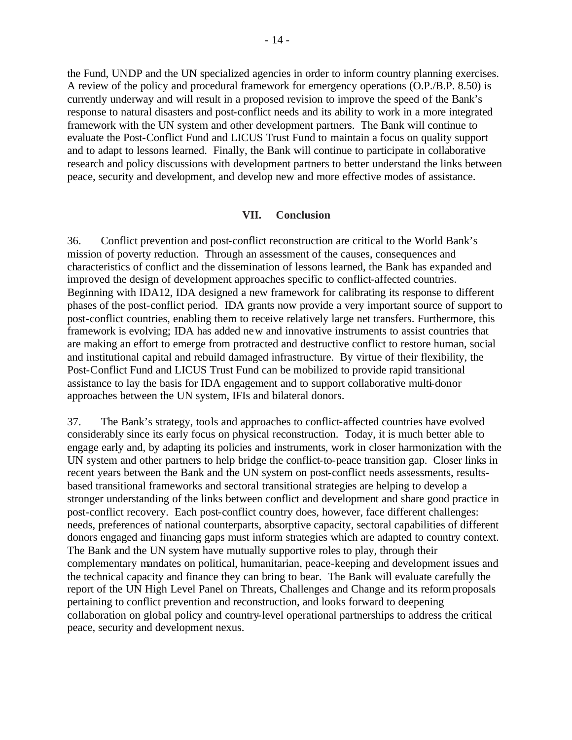the Fund, UNDP and the UN specialized agencies in order to inform country planning exercises. A review of the policy and procedural framework for emergency operations (O.P./B.P. 8.50) is currently underway and will result in a proposed revision to improve the speed of the Bank's response to natural disasters and post-conflict needs and its ability to work in a more integrated framework with the UN system and other development partners. The Bank will continue to evaluate the Post-Conflict Fund and LICUS Trust Fund to maintain a focus on quality support and to adapt to lessons learned. Finally, the Bank will continue to participate in collaborative research and policy discussions with development partners to better understand the links between peace, security and development, and develop new and more effective modes of assistance.

## VII. Conclusion

36. Conflict prevention and post-conflict reconstruction are critical to the World Bank's mission of poverty reduction. Through an assessment of the causes, consequences and characteristics of conflict and the dissemination of lessons learned, the Bank has expanded and improved the design of development approaches specific to conflict-affected countries. Beginning with IDA12, IDA designed a new framework for calibrating its response to different phases of the post-conflict period. IDA grants now provide a very important source of support to post-conflict countries, enabling them to receive relatively large net transfers. Furthermore, this framework is evolving; IDA has added new and innovative instruments to assist countries that are making an effort to emerge from protracted and destructive conflict to restore human, social and institutional capital and rebuild damaged infrastructure. By virtue of their flexibility, the Post-Conflict Fund and LICUS Trust Fund can be mobilized to provide rapid transitional assistance to lay the basis for IDA engagement and to support collaborative multi-donor approaches between the UN system, IFIs and bilateral donors.

37. The Bank's strategy, tools and approaches to conflict-affected countries have evolved considerably since its early focus on physical reconstruction. Today, it is much better able to engage early and, by adapting its policies and instruments, work in closer harmonization with the UN system and other partners to help bridge the conflict-to-peace transition gap. Closer links in recent years between the Bank and the UN system on post-conflict needs assessments, results-based transitional frameworks and sectoral transitional strategies are helping to develop a stronger understanding of the links between conflict and development and share good practice in post-conflict recovery. Each post-conflict country does, however, face different challenges: needs, preferences of national counterparts, absorptive capacity, sectoral capabilities of different donors engaged and financing gaps must inform strategies which are adapted to country context. The Bank and the UN system have mutually supportive roles to play, through their complementary mandates on political, humanitarian, peace-keeping and development issues and the technical capacity and finance they can bring to bear. The Bank will evaluate carefully the report of the UN High Level Panel on Threats, Challenges and Change and its reform proposals pertaining to conflict prevention and reconstruction, and looks forward to deepening collaboration on global policy and country-level operational partnerships to address the critical peace, security and development nexus.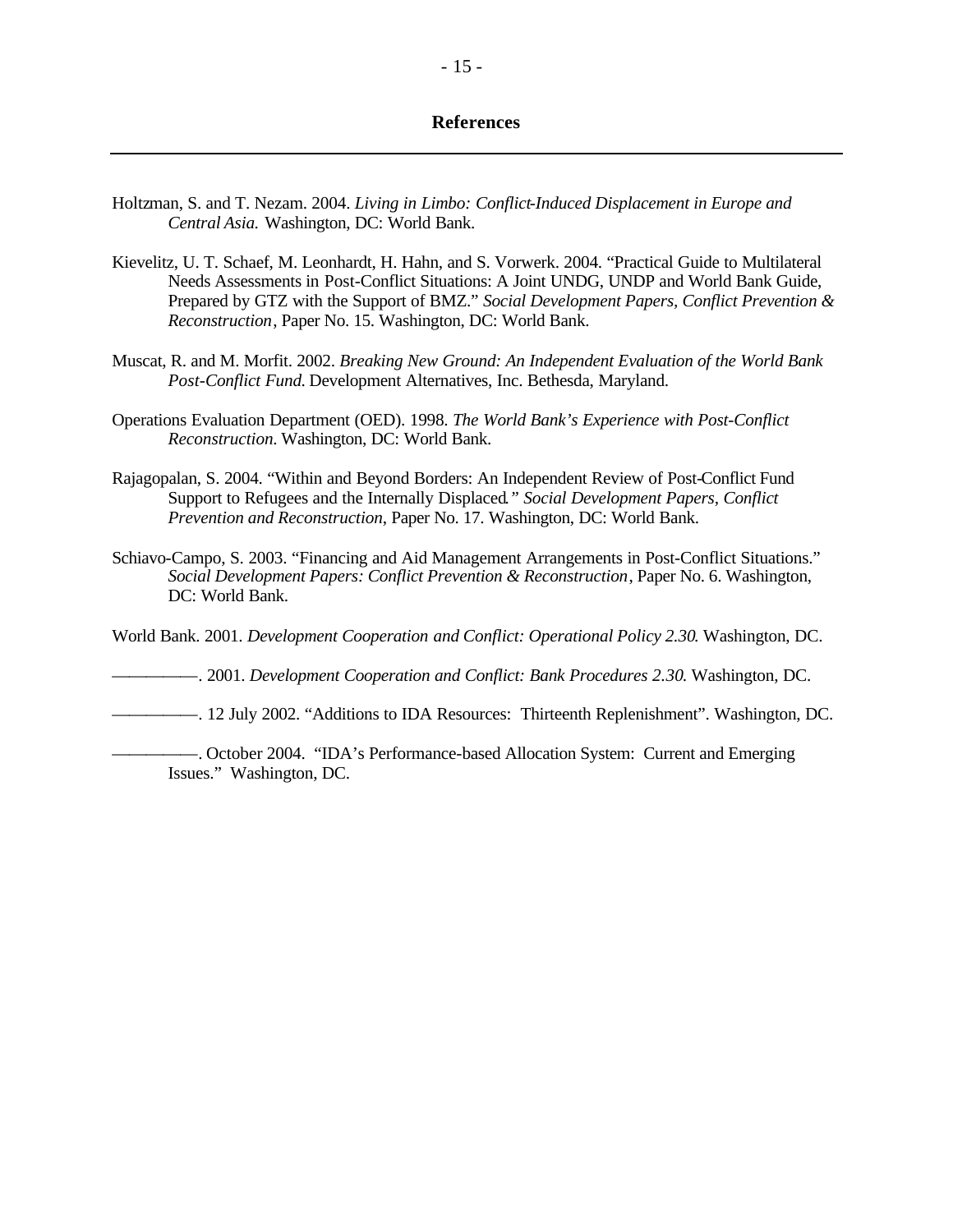## References

Holtzman, S. and T. Nezam. 2004. *Living in Limbo: Conflict-Induced Displacement in Europe and Central Asia.* Washington, DC: World Bank.

Kievelitz, U. T. Schaef, M. Leonhardt, H. Hahn, and S. Vorwerk. 2004. "Practical Guide to Multilateral Needs Assessments in Post-Conflict Situations: A Joint UNDG, UNDP and World Bank Guide, Prepared by GTZ with the Support of BMZ." *Social Development Papers, Conflict Prevention & Reconstruction*, Paper No. 15. Washington, DC: World Bank.

Muscat, R. and M. Morfit. 2002. *Breaking New Ground: An Independent Evaluation of the World Bank Post-Conflict Fund.* Development Alternatives, Inc. Bethesda, Maryland.

Operations Evaluation Department (OED). 1998. *The World Bank's Experience with Post-Conflict Reconstruction*. Washington, DC: World Bank.

Rajagopalan, S. 2004. "Within and Beyond Borders: An Independent Review of Post-Conflict Fund Support to Refugees and the Internally Displaced." *Social Development Papers*, *Conflict Prevention and Reconstruction*, Paper No. 17. Washington, DC: World Bank.

Schiavo-Campo, S. 2003. "Financing and Aid Management Arrangements in Post-Conflict Situations." *Social Development Papers: Conflict Prevention & Reconstruction*, Paper No. 6. Washington, DC: World Bank.

World Bank. 2001. *Development Cooperation and Conflict: Operational Policy 2.30.* Washington, DC.

—————. 2001. *Development Cooperation and Conflict: Bank Procedures 2.30.* Washington, DC.

—————. 12 July 2002. "Additions to IDA Resources: Thirteenth Replenishment". Washington, DC.

—————. October 2004. "IDA's Performance-based Allocation System: Current and Emerging Issues." Washington, DC.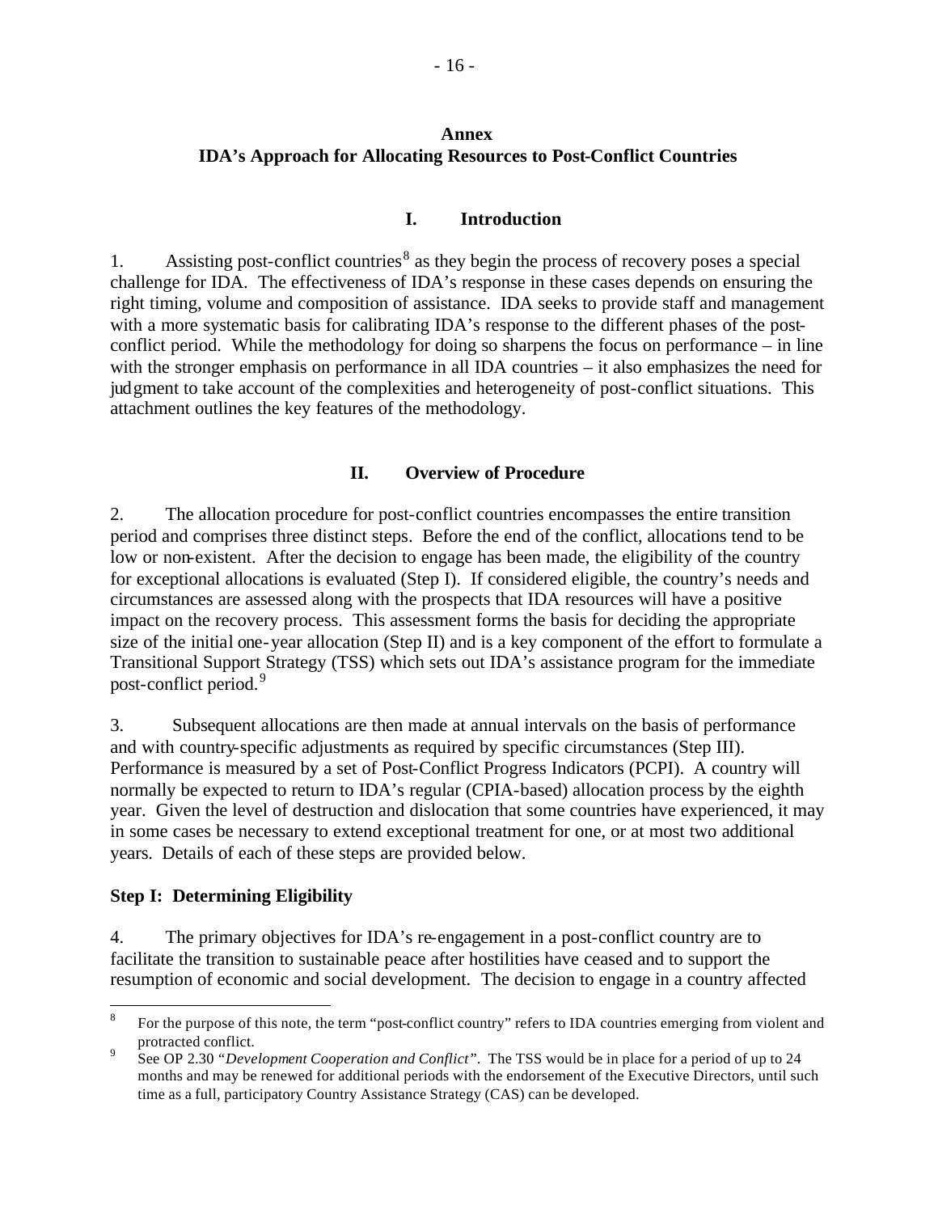# Annex
# IDA's Approach for Allocating Resources to Post-Conflict Countries

## I. Introduction

1. Assisting post-conflict countries[8] as they begin the process of recovery poses a special challenge for IDA. The effectiveness of IDA's response in these cases depends on ensuring the right timing, volume and composition of assistance. IDA seeks to provide staff and management with a more systematic basis for calibrating IDA's response to the different phases of the post-conflict period. While the methodology for doing so sharpens the focus on performance – in line with the stronger emphasis on performance in all IDA countries – it also emphasizes the need for judgment to take account of the complexities and heterogeneity of post-conflict situations. This attachment outlines the key features of the methodology.

## II. Overview of Procedure

2. The allocation procedure for post-conflict countries encompasses the entire transition period and comprises three distinct steps. Before the end of the conflict, allocations tend to be low or non-existent. After the decision to engage has been made, the eligibility of the country for exceptional allocations is evaluated (Step I). If considered eligible, the country's needs and circumstances are assessed along with the prospects that IDA resources will have a positive impact on the recovery process. This assessment forms the basis for deciding the appropriate size of the initial one-year allocation (Step II) and is a key component of the effort to formulate a Transitional Support Strategy (TSS) which sets out IDA's assistance program for the immediate post-conflict period.[9]

3. Subsequent allocations are then made at annual intervals on the basis of performance and with country-specific adjustments as required by specific circumstances (Step III). Performance is measured by a set of Post-Conflict Progress Indicators (PCPI). A country will normally be expected to return to IDA's regular (CPIA-based) allocation process by the eighth year. Given the level of destruction and dislocation that some countries have experienced, it may in some cases be necessary to extend exceptional treatment for one, or at most two additional years. Details of each of these steps are provided below.

### Step I: Determining Eligibility

4. The primary objectives for IDA's re-engagement in a post-conflict country are to facilitate the transition to sustainable peace after hostilities have ceased and to support the resumption of economic and social development. The decision to engage in a country affected

---

[8] For the purpose of this note, the term "post-conflict country" refers to IDA countries emerging from violent and protracted conflict.

[9] See OP 2.30 "*Development Cooperation and Conflict*". The TSS would be in place for a period of up to 24 months and may be renewed for additional periods with the endorsement of the Executive Directors, until such time as a full, participatory Country Assistance Strategy (CAS) can be developed.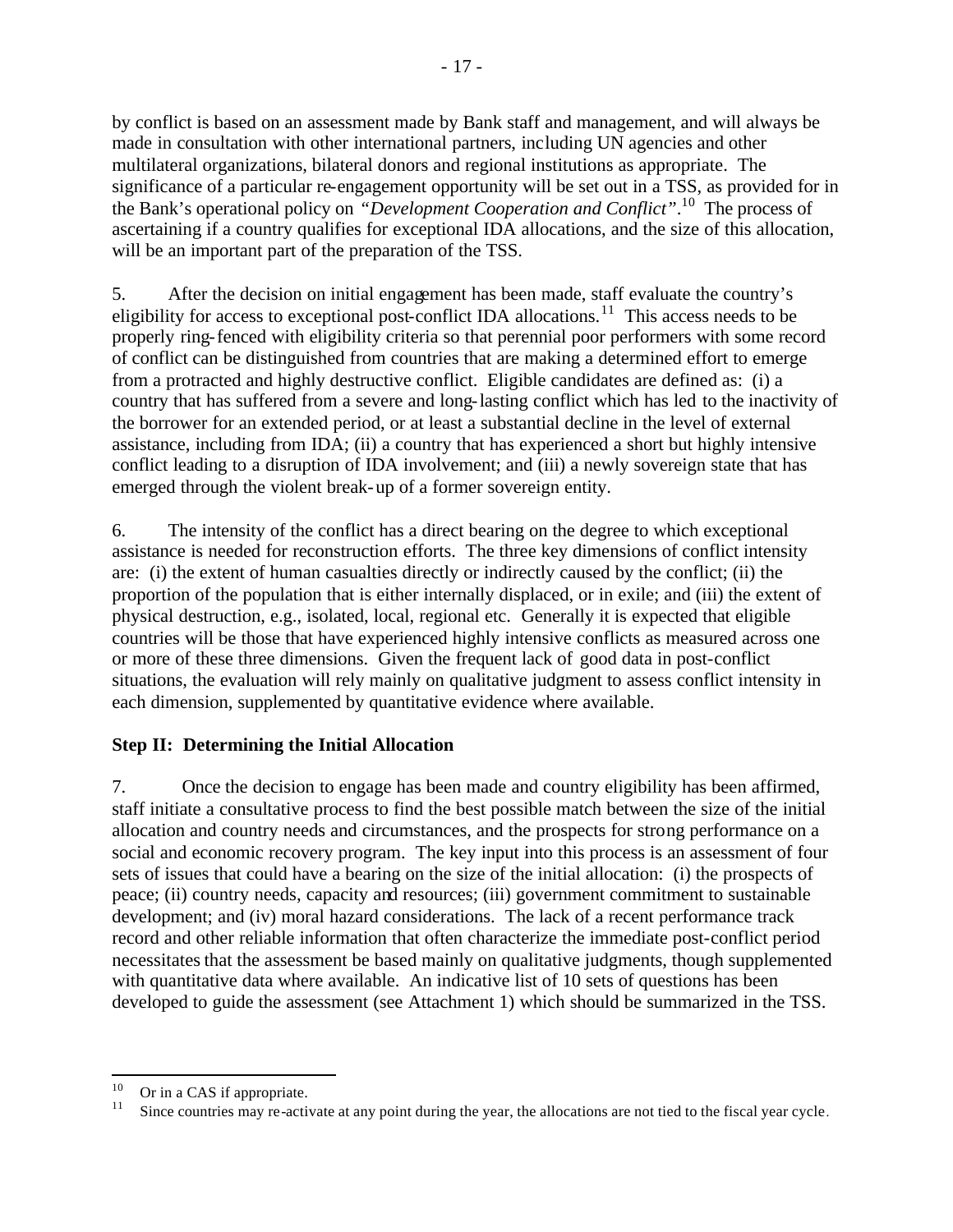by conflict is based on an assessment made by Bank staff and management, and will always be made in consultation with other international partners, including UN agencies and other multilateral organizations, bilateral donors and regional institutions as appropriate. The significance of a particular re-engagement opportunity will be set out in a TSS, as provided for in the Bank's operational policy on *"Development Cooperation and Conflict"*.[10] The process of ascertaining if a country qualifies for exceptional IDA allocations, and the size of this allocation, will be an important part of the preparation of the TSS.

5. After the decision on initial engagement has been made, staff evaluate the country's eligibility for access to exceptional post-conflict IDA allocations.[11] This access needs to be properly ring-fenced with eligibility criteria so that perennial poor performers with some record of conflict can be distinguished from countries that are making a determined effort to emerge from a protracted and highly destructive conflict. Eligible candidates are defined as: (i) a country that has suffered from a severe and long-lasting conflict which has led to the inactivity of the borrower for an extended period, or at least a substantial decline in the level of external assistance, including from IDA; (ii) a country that has experienced a short but highly intensive conflict leading to a disruption of IDA involvement; and (iii) a newly sovereign state that has emerged through the violent break-up of a former sovereign entity.

6. The intensity of the conflict has a direct bearing on the degree to which exceptional assistance is needed for reconstruction efforts. The three key dimensions of conflict intensity are: (i) the extent of human casualties directly or indirectly caused by the conflict; (ii) the proportion of the population that is either internally displaced, or in exile; and (iii) the extent of physical destruction, e.g., isolated, local, regional etc. Generally it is expected that eligible countries will be those that have experienced highly intensive conflicts as measured across one or more of these three dimensions. Given the frequent lack of good data in post-conflict situations, the evaluation will rely mainly on qualitative judgment to assess conflict intensity in each dimension, supplemented by quantitative evidence where available.

**Step II: Determining the Initial Allocation**

7. Once the decision to engage has been made and country eligibility has been affirmed, staff initiate a consultative process to find the best possible match between the size of the initial allocation and country needs and circumstances, and the prospects for strong performance on a social and economic recovery program. The key input into this process is an assessment of four sets of issues that could have a bearing on the size of the initial allocation: (i) the prospects of peace; (ii) country needs, capacity and resources; (iii) government commitment to sustainable development; and (iv) moral hazard considerations. The lack of a recent performance track record and other reliable information that often characterize the immediate post-conflict period necessitates that the assessment be based mainly on qualitative judgments, though supplemented with quantitative data where available. An indicative list of 10 sets of questions has been developed to guide the assessment (see Attachment 1) which should be summarized in the TSS.

---

[10] Or in a CAS if appropriate.

[11] Since countries may re-activate at any point during the year, the allocations are not tied to the fiscal year cycle.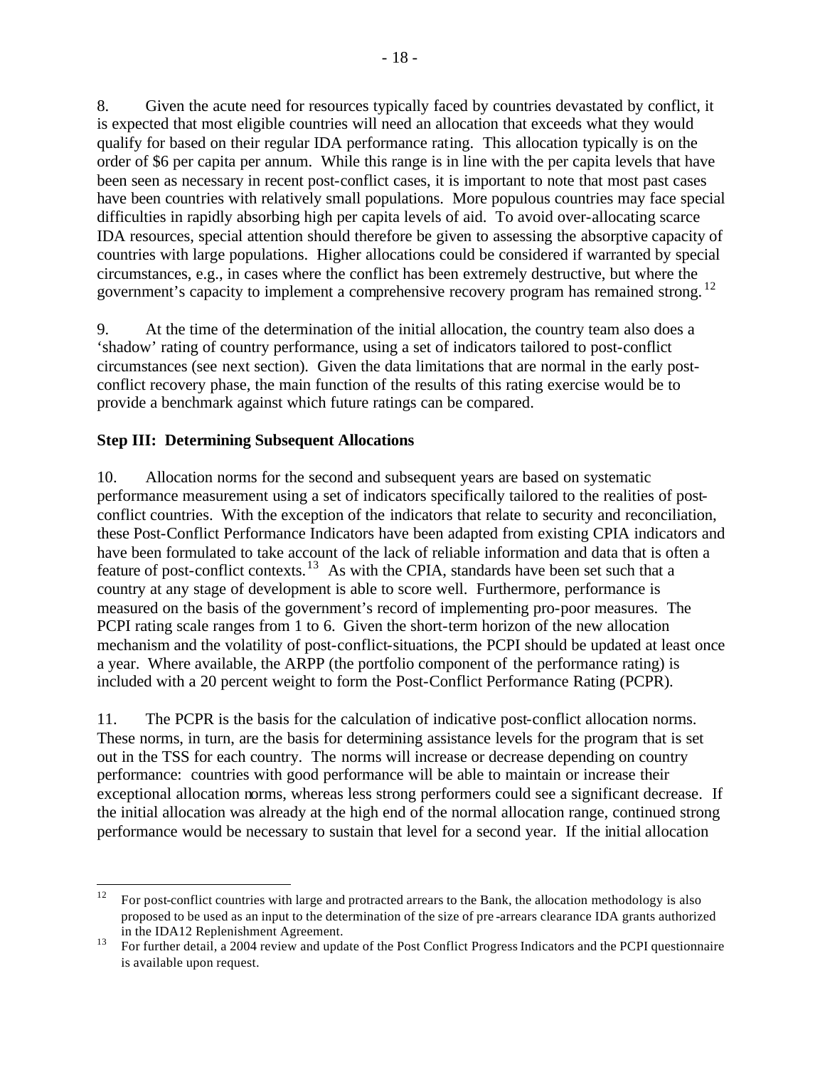8. Given the acute need for resources typically faced by countries devastated by conflict, it is expected that most eligible countries will need an allocation that exceeds what they would qualify for based on their regular IDA performance rating. This allocation typically is on the order of $6 per capita per annum. While this range is in line with the per capita levels that have been seen as necessary in recent post-conflict cases, it is important to note that most past cases have been countries with relatively small populations. More populous countries may face special difficulties in rapidly absorbing high per capita levels of aid. To avoid over-allocating scarce IDA resources, special attention should therefore be given to assessing the absorptive capacity of countries with large populations. Higher allocations could be considered if warranted by special circumstances, e.g., in cases where the conflict has been extremely destructive, but where the government's capacity to implement a comprehensive recovery program has remained strong.[12]

9. At the time of the determination of the initial allocation, the country team also does a 'shadow' rating of country performance, using a set of indicators tailored to post-conflict circumstances (see next section). Given the data limitations that are normal in the early post-conflict recovery phase, the main function of the results of this rating exercise would be to provide a benchmark against which future ratings can be compared.

**Step III: Determining Subsequent Allocations**

10. Allocation norms for the second and subsequent years are based on systematic performance measurement using a set of indicators specifically tailored to the realities of post-conflict countries. With the exception of the indicators that relate to security and reconciliation, these Post-Conflict Performance Indicators have been adapted from existing CPIA indicators and have been formulated to take account of the lack of reliable information and data that is often a feature of post-conflict contexts.[13] As with the CPIA, standards have been set such that a country at any stage of development is able to score well. Furthermore, performance is measured on the basis of the government's record of implementing pro-poor measures. The PCPI rating scale ranges from 1 to 6. Given the short-term horizon of the new allocation mechanism and the volatility of post-conflict-situations, the PCPI should be updated at least once a year. Where available, the ARPP (the portfolio component of the performance rating) is included with a 20 percent weight to form the Post-Conflict Performance Rating (PCPR).

11. The PCPR is the basis for the calculation of indicative post-conflict allocation norms. These norms, in turn, are the basis for determining assistance levels for the program that is set out in the TSS for each country. The norms will increase or decrease depending on country performance: countries with good performance will be able to maintain or increase their exceptional allocation norms, whereas less strong performers could see a significant decrease. If the initial allocation was already at the high end of the normal allocation range, continued strong performance would be necessary to sustain that level for a second year. If the initial allocation

---

[12] For post-conflict countries with large and protracted arrears to the Bank, the allocation methodology is also proposed to be used as an input to the determination of the size of pre-arrears clearance IDA grants authorized in the IDA12 Replenishment Agreement.

[13] For further detail, a 2004 review and update of the Post Conflict Progress Indicators and the PCPI questionnaire is available upon request.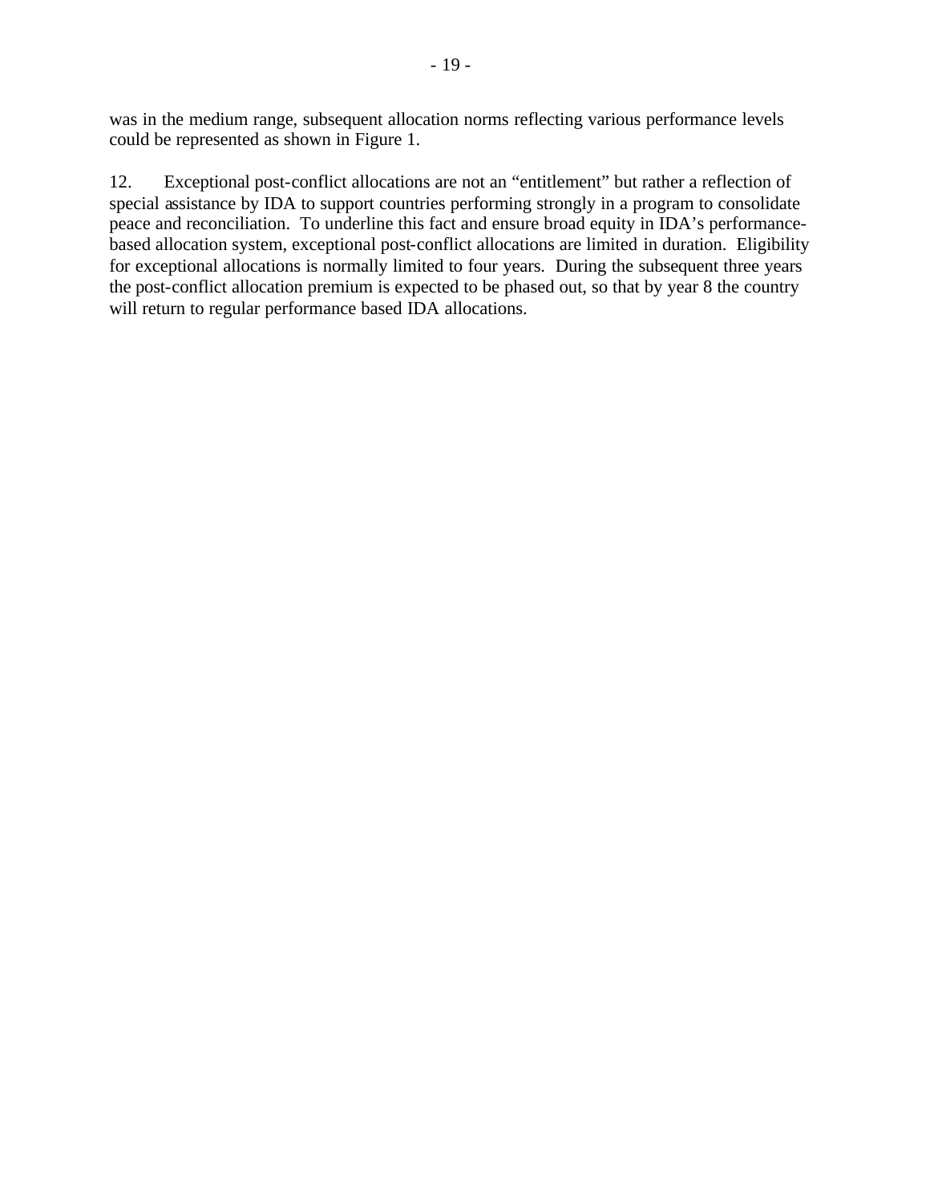was in the medium range, subsequent allocation norms reflecting various performance levels could be represented as shown in Figure 1.

12. Exceptional post-conflict allocations are not an “entitlement” but rather a reflection of special assistance by IDA to support countries performing strongly in a program to consolidate peace and reconciliation. To underline this fact and ensure broad equity in IDA’s performance-based allocation system, exceptional post-conflict allocations are limited in duration. Eligibility for exceptional allocations is normally limited to four years. During the subsequent three years the post-conflict allocation premium is expected to be phased out, so that by year 8 the country will return to regular performance based IDA allocations.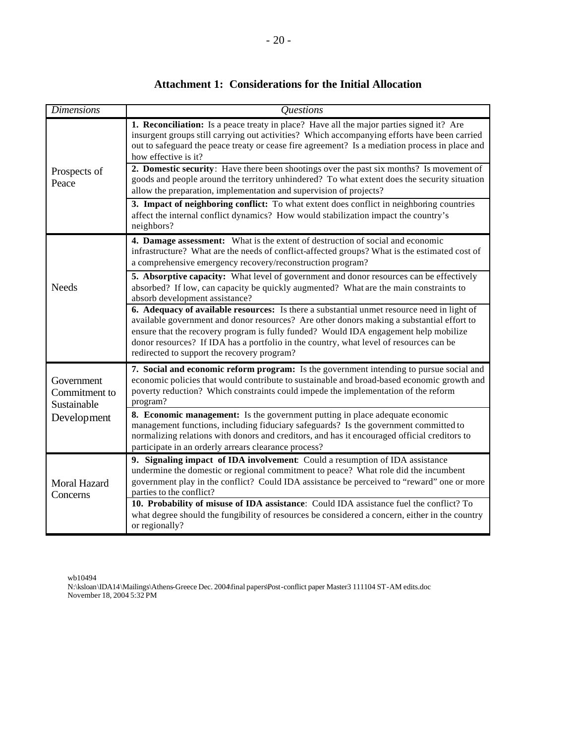# Attachment 1: Considerations for the Initial Allocation

| *Dimensions* | *Questions* |
|---|---|
| Prospects of Peace | **1. Reconciliation:** Is a peace treaty in place? Have all the major parties signed it? Are insurgent groups still carrying out activities? Which accompanying efforts have been carried out to safeguard the peace treaty or cease fire agreement? Is a mediation process in place and how effective is it? |
| | **2. Domestic security**: Have there been shootings over the past six months? Is movement of goods and people around the territory unhindered? To what extent does the security situation allow the preparation, implementation and supervision of projects? |
| | **3. Impact of neighboring conflict:** To what extent does conflict in neighboring countries affect the internal conflict dynamics? How would stabilization impact the country's neighbors? |
| Needs | **4. Damage assessment:** What is the extent of destruction of social and economic infrastructure? What are the needs of conflict-affected groups? What is the estimated cost of a comprehensive emergency recovery/reconstruction program? |
| | **5. Absorptive capacity:** What level of government and donor resources can be effectively absorbed? If low, can capacity be quickly augmented? What are the main constraints to absorb development assistance? |
| | **6. Adequacy of available resources:** Is there a substantial unmet resource need in light of available government and donor resources? Are other donors making a substantial effort to ensure that the recovery program is fully funded? Would IDA engagement help mobilize donor resources? If IDA has a portfolio in the country, what level of resources can be redirected to support the recovery program? |
| Government Commitment to Sustainable Development | **7. Social and economic reform program:** Is the government intending to pursue social and economic policies that would contribute to sustainable and broad-based economic growth and poverty reduction? Which constraints could impede the implementation of the reform program? |
| | **8. Economic management:** Is the government putting in place adequate economic management functions, including fiduciary safeguards? Is the government committed to normalizing relations with donors and creditors, and has it encouraged official creditors to participate in an orderly arrears clearance process? |
| Moral Hazard Concerns | **9. Signaling impact of IDA involvement**: Could a resumption of IDA assistance undermine the domestic or regional commitment to peace? What role did the incumbent government play in the conflict? Could IDA assistance be perceived to "reward" one or more parties to the conflict? |
| | **10. Probability of misuse of IDA assistance**: Could IDA assistance fuel the conflict? To what degree should the fungibility of resources be considered a concern, either in the country or regionally? |

wb10494
N:\ksloan\IDA14\Mailings\Athens-Greece Dec. 2004\final papers\Post-conflict paper Master3 111104 ST-AM edits.doc
November 18, 2004 5:32 PM